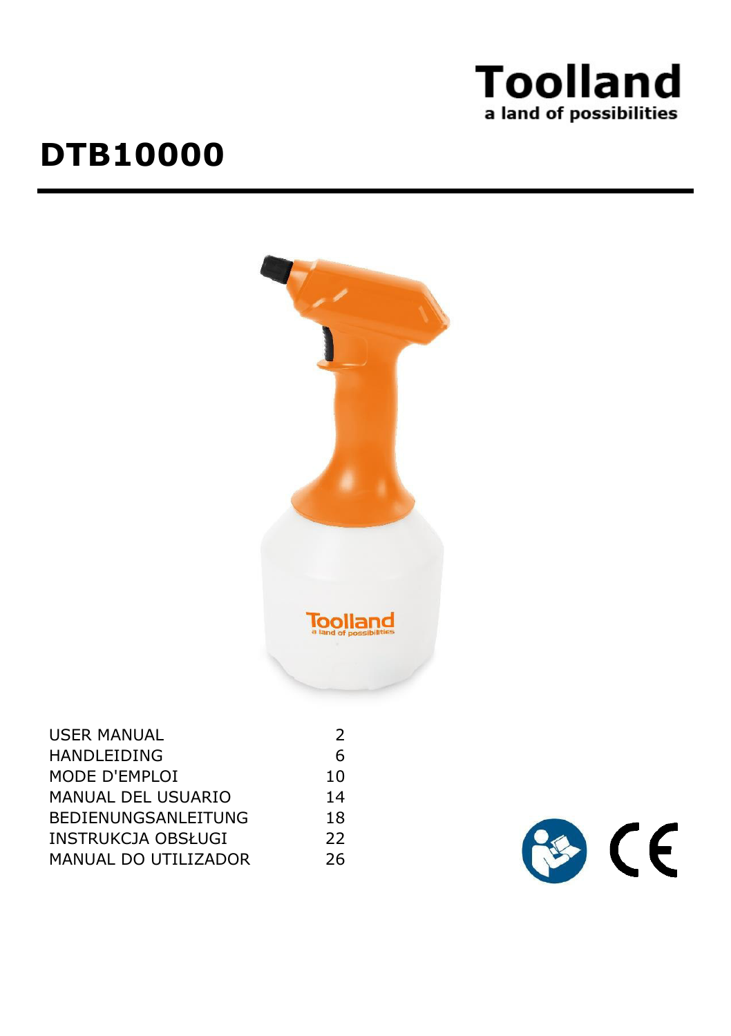**Toolland**
a land of possibilities

# DTB10000

| | |
|---|---|
| USER MANUAL | 2 |
| HANDLEIDING | 6 |
| MODE D'EMPLOI | 10 |
| MANUAL DEL USUARIO | 14 |
| BEDIENUNGSANLEITUNG | 18 |
| INSTRUKCJA OBSŁUGI | 22 |
| MANUAL DO UTILIZADOR | 26 |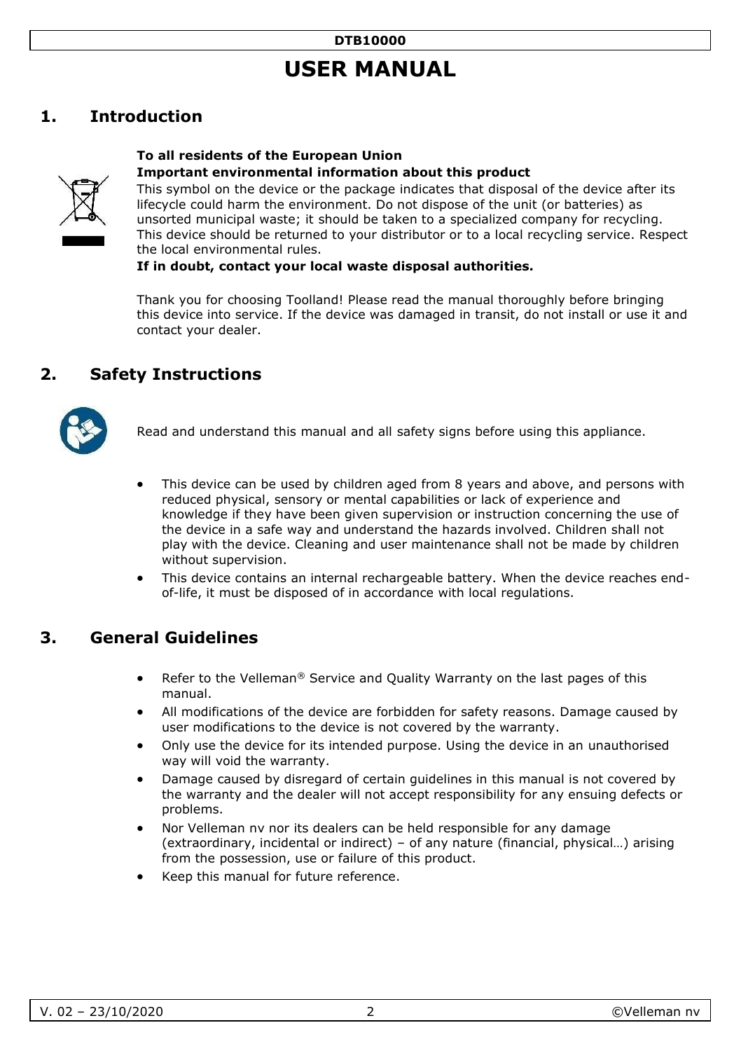# USER MANUAL

## 1. Introduction

**To all residents of the European Union**
**Important environmental information about this product**
This symbol on the device or the package indicates that disposal of the device after its lifecycle could harm the environment. Do not dispose of the unit (or batteries) as unsorted municipal waste; it should be taken to a specialized company for recycling. This device should be returned to your distributor or to a local recycling service. Respect the local environmental rules.
**If in doubt, contact your local waste disposal authorities.**

Thank you for choosing Toolland! Please read the manual thoroughly before bringing this device into service. If the device was damaged in transit, do not install or use it and contact your dealer.

## 2. Safety Instructions

Read and understand this manual and all safety signs before using this appliance.

- This device can be used by children aged from 8 years and above, and persons with reduced physical, sensory or mental capabilities or lack of experience and knowledge if they have been given supervision or instruction concerning the use of the device in a safe way and understand the hazards involved. Children shall not play with the device. Cleaning and user maintenance shall not be made by children without supervision.
- This device contains an internal rechargeable battery. When the device reaches end-of-life, it must be disposed of in accordance with local regulations.

## 3. General Guidelines

- Refer to the Velleman® Service and Quality Warranty on the last pages of this manual.
- All modifications of the device are forbidden for safety reasons. Damage caused by user modifications to the device is not covered by the warranty.
- Only use the device for its intended purpose. Using the device in an unauthorised way will void the warranty.
- Damage caused by disregard of certain guidelines in this manual is not covered by the warranty and the dealer will not accept responsibility for any ensuing defects or problems.
- Nor Velleman nv nor its dealers can be held responsible for any damage (extraordinary, incidental or indirect) – of any nature (financial, physical…) arising from the possession, use or failure of this product.
- Keep this manual for future reference.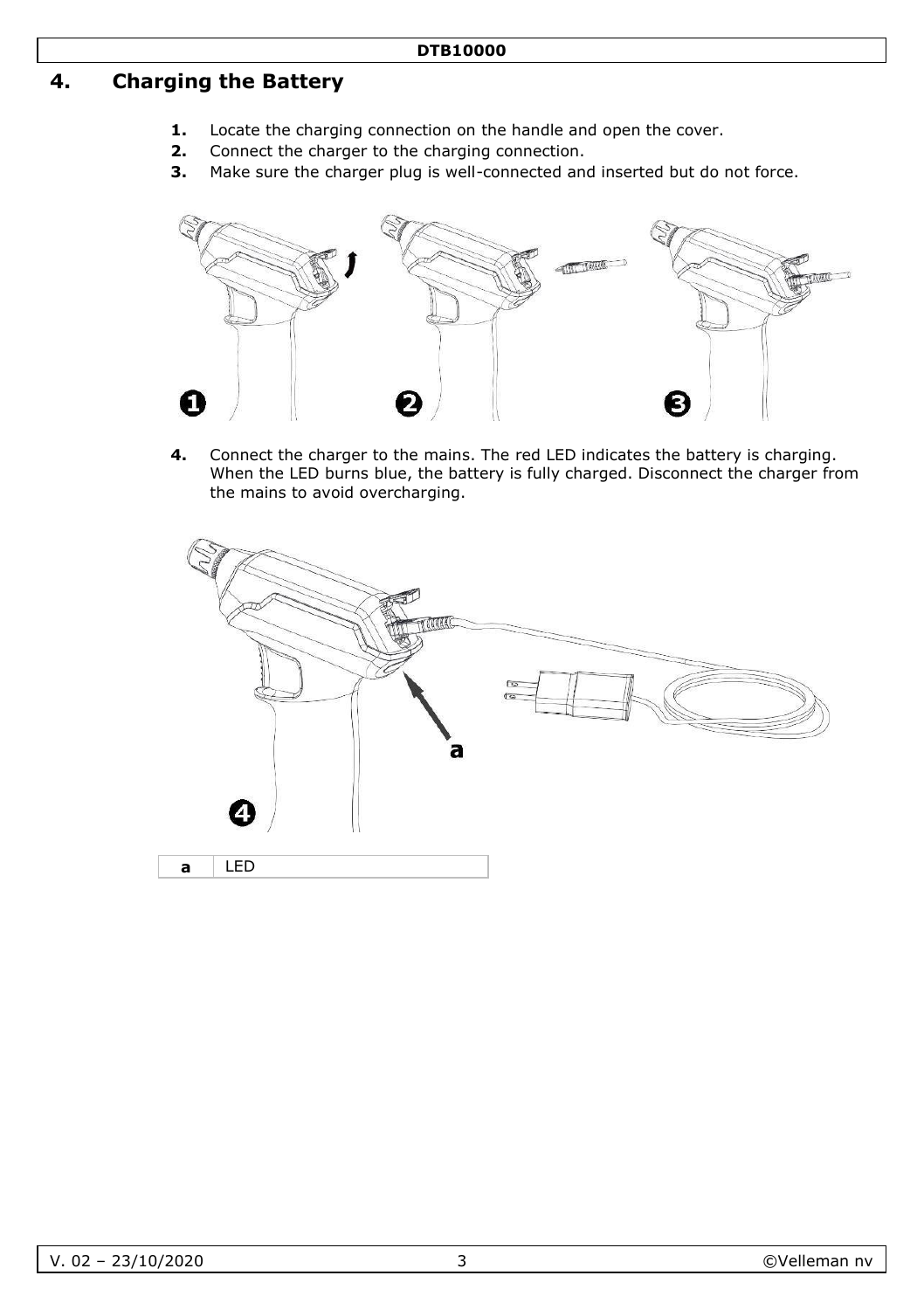# 4. Charging the Battery

1. Locate the charging connection on the handle and open the cover.
2. Connect the charger to the charging connection.
3. Make sure the charger plug is well-connected and inserted but do not force.

4. Connect the charger to the mains. The red LED indicates the battery is charging. When the LED burns blue, the battery is fully charged. Disconnect the charger from the mains to avoid overcharging.

| a | LED |
|---|---|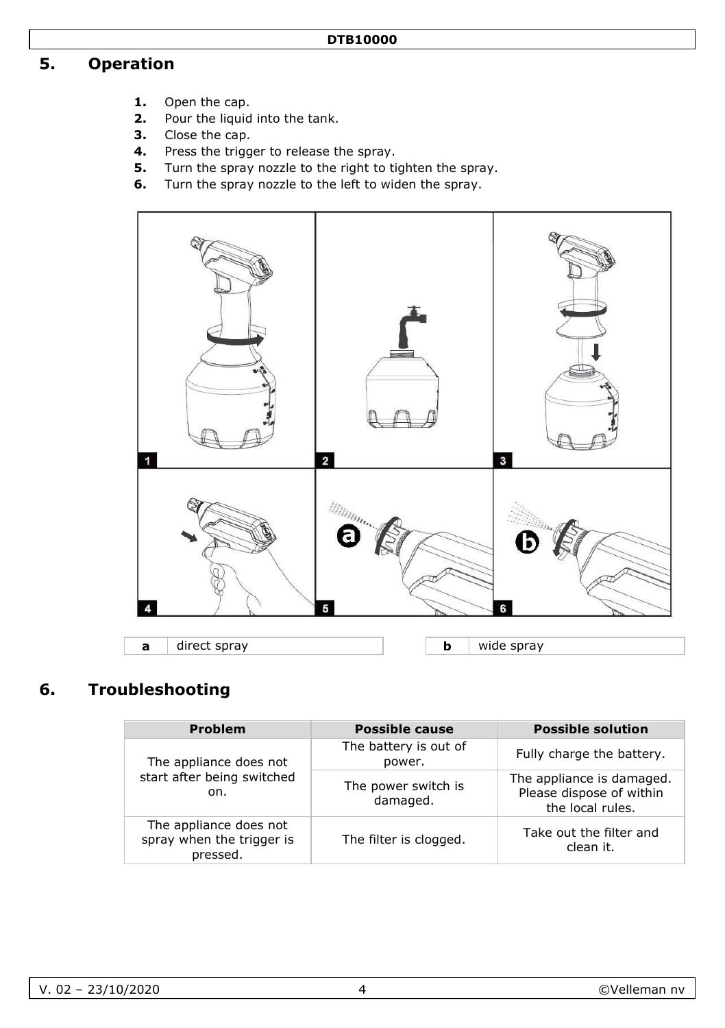## 5. Operation

1. Open the cap.
2. Pour the liquid into the tank.
3. Close the cap.
4. Press the trigger to release the spray.
5. Turn the spray nozzle to the right to tighten the spray.
6. Turn the spray nozzle to the left to widen the spray.

| a | direct spray |
|---|---|

| b | wide spray |
|---|---|

## 6. Troubleshooting

| Problem | Possible cause | Possible solution |
|---|---|---|
| The appliance does not start after being switched on. | The battery is out of power. | Fully charge the battery. |
| | The power switch is damaged. | The appliance is damaged. Please dispose of within the local rules. |
| The appliance does not spray when the trigger is pressed. | The filter is clogged. | Take out the filter and clean it. |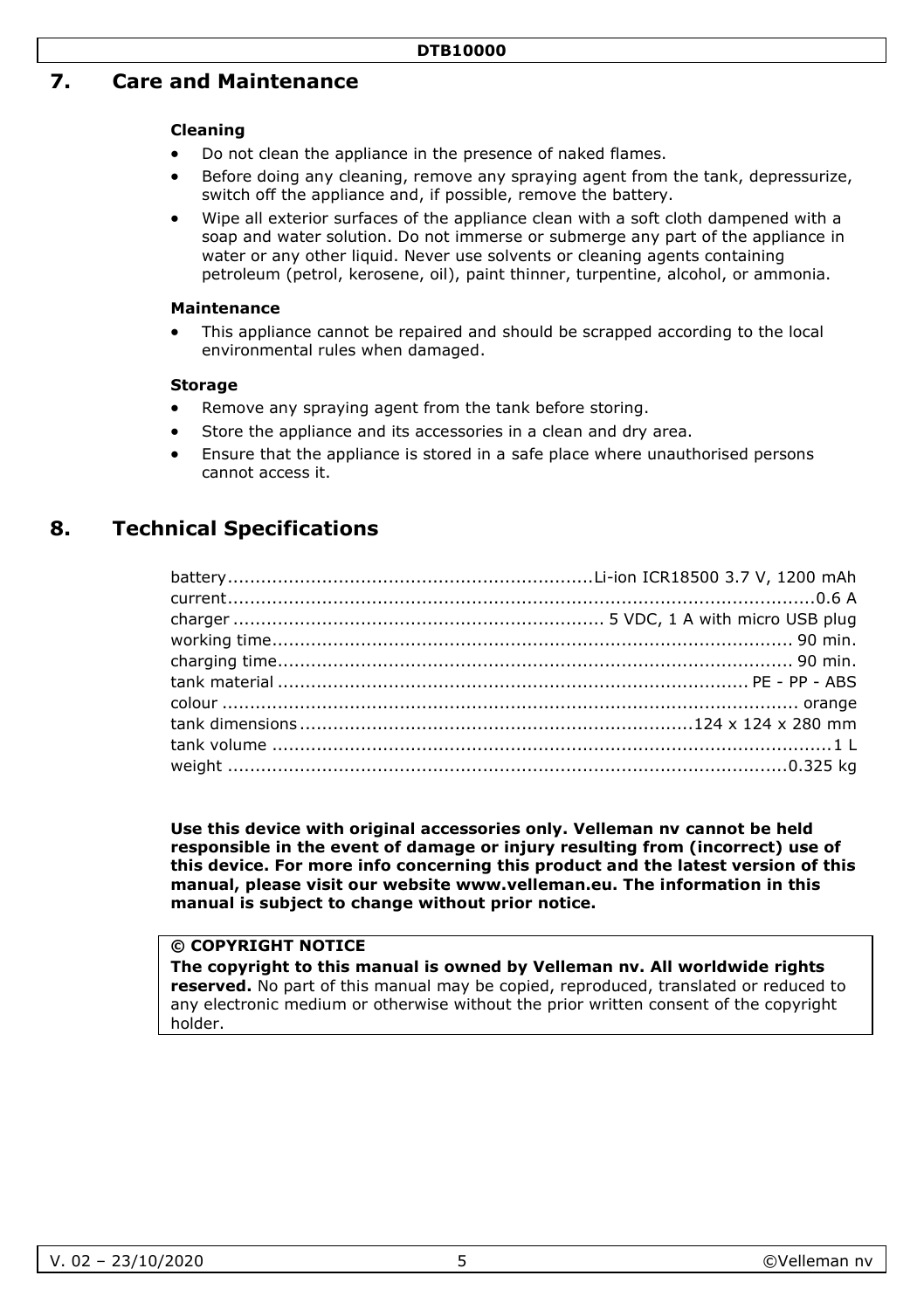## 7. Care and Maintenance

### Cleaning

- Do not clean the appliance in the presence of naked flames.
- Before doing any cleaning, remove any spraying agent from the tank, depressurize, switch off the appliance and, if possible, remove the battery.
- Wipe all exterior surfaces of the appliance clean with a soft cloth dampened with a soap and water solution. Do not immerse or submerge any part of the appliance in water or any other liquid. Never use solvents or cleaning agents containing petroleum (petrol, kerosene, oil), paint thinner, turpentine, alcohol, or ammonia.

### Maintenance

- This appliance cannot be repaired and should be scrapped according to the local environmental rules when damaged.

### Storage

- Remove any spraying agent from the tank before storing.
- Store the appliance and its accessories in a clean and dry area.
- Ensure that the appliance is stored in a safe place where unauthorised persons cannot access it.

## 8. Technical Specifications

| | |
|---|---|
| battery | Li-ion ICR18500 3.7 V, 1200 mAh |
| current | 0.6 A |
| charger | 5 VDC, 1 A with micro USB plug |
| working time | 90 min. |
| charging time | 90 min. |
| tank material | PE - PP - ABS |
| colour | orange |
| tank dimensions | 124 x 124 x 280 mm |
| tank volume | 1 L |
| weight | 0.325 kg |

**Use this device with original accessories only. Velleman nv cannot be held responsible in the event of damage or injury resulting from (incorrect) use of this device. For more info concerning this product and the latest version of this manual, please visit our website www.velleman.eu. The information in this manual is subject to change without prior notice.**

**© COPYRIGHT NOTICE**
**The copyright to this manual is owned by Velleman nv. All worldwide rights reserved.** No part of this manual may be copied, reproduced, translated or reduced to any electronic medium or otherwise without the prior written consent of the copyright holder.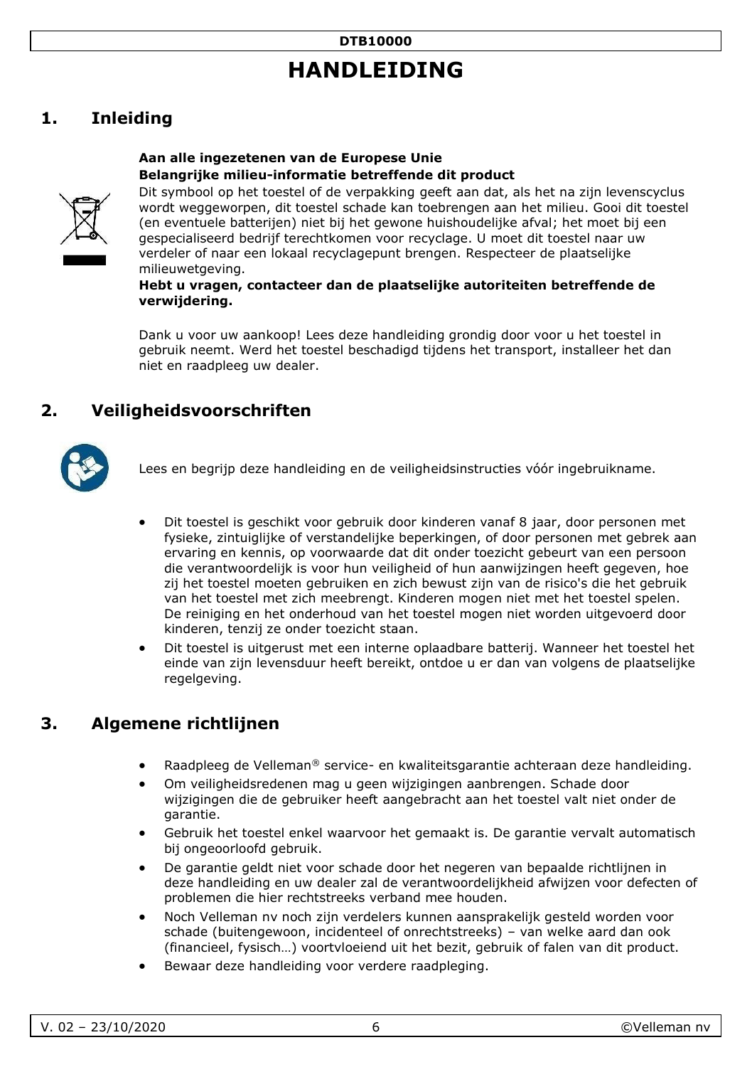# HANDLEIDING

## 1. Inleiding

**Aan alle ingezetenen van de Europese Unie**
**Belangrijke milieu-informatie betreffende dit product**

Dit symbool op het toestel of de verpakking geeft aan dat, als het na zijn levenscyclus wordt weggeworpen, dit toestel schade kan toebrengen aan het milieu. Gooi dit toestel (en eventuele batterijen) niet bij het gewone huishoudelijke afval; het moet bij een gespecialiseerd bedrijf terechtkomen voor recyclage. U moet dit toestel naar uw verdeler of naar een lokaal recyclagepunt brengen. Respecteer de plaatselijke milieuwetgeving.

**Hebt u vragen, contacteer dan de plaatselijke autoriteiten betreffende de verwijdering.**

Dank u voor uw aankoop! Lees deze handleiding grondig door voor u het toestel in gebruik neemt. Werd het toestel beschadigd tijdens het transport, installeer het dan niet en raadpleeg uw dealer.

## 2. Veiligheidsvoorschriften

Lees en begrijp deze handleiding en de veiligheidsinstructies vóór ingebruikname.

- Dit toestel is geschikt voor gebruik door kinderen vanaf 8 jaar, door personen met fysieke, zintuiglijke of verstandelijke beperkingen, of door personen met gebrek aan ervaring en kennis, op voorwaarde dat dit onder toezicht gebeurt van een persoon die verantwoordelijk is voor hun veiligheid of hun aanwijzingen heeft gegeven, hoe zij het toestel moeten gebruiken en zich bewust zijn van de risico's die het gebruik van het toestel met zich meebrengt. Kinderen mogen niet met het toestel spelen. De reiniging en het onderhoud van het toestel mogen niet worden uitgevoerd door kinderen, tenzij ze onder toezicht staan.
- Dit toestel is uitgerust met een interne oplaadbare batterij. Wanneer het toestel het einde van zijn levensduur heeft bereikt, ontdoe u er dan van volgens de plaatselijke regelgeving.

## 3. Algemene richtlijnen

- Raadpleeg de Velleman® service- en kwaliteitsgarantie achteraan deze handleiding.
- Om veiligheidsredenen mag u geen wijzigingen aanbrengen. Schade door wijzigingen die de gebruiker heeft aangebracht aan het toestel valt niet onder de garantie.
- Gebruik het toestel enkel waarvoor het gemaakt is. De garantie vervalt automatisch bij ongeoorloofd gebruik.
- De garantie geldt niet voor schade door het negeren van bepaalde richtlijnen in deze handleiding en uw dealer zal de verantwoordelijkheid afwijzen voor defecten of problemen die hier rechtstreeks verband mee houden.
- Noch Velleman nv noch zijn verdelers kunnen aansprakelijk gesteld worden voor schade (buitengewoon, incidenteel of onrechtstreeks) – van welke aard dan ook (financieel, fysisch…) voortvloeiend uit het bezit, gebruik of falen van dit product.
- Bewaar deze handleiding voor verdere raadpleging.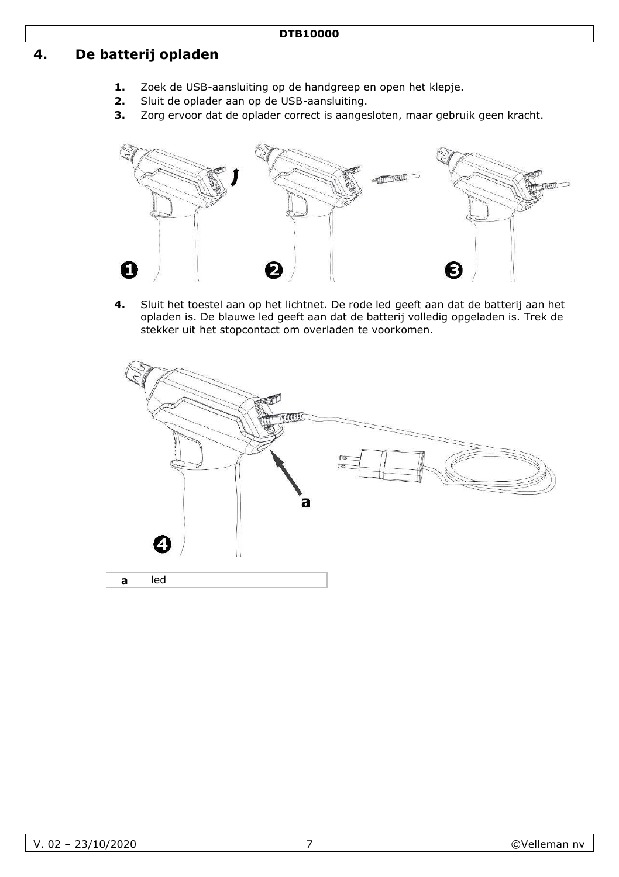## 4. De batterij opladen

1. Zoek de USB-aansluiting op de handgreep en open het klepje.
2. Sluit de oplader aan op de USB-aansluiting.
3. Zorg ervoor dat de oplader correct is aangesloten, maar gebruik geen kracht.

4. Sluit het toestel aan op het lichtnet. De rode led geeft aan dat de batterij aan het opladen is. De blauwe led geeft aan dat de batterij volledig opgeladen is. Trek de stekker uit het stopcontact om overladen te voorkomen.

| a | led |
|---|---|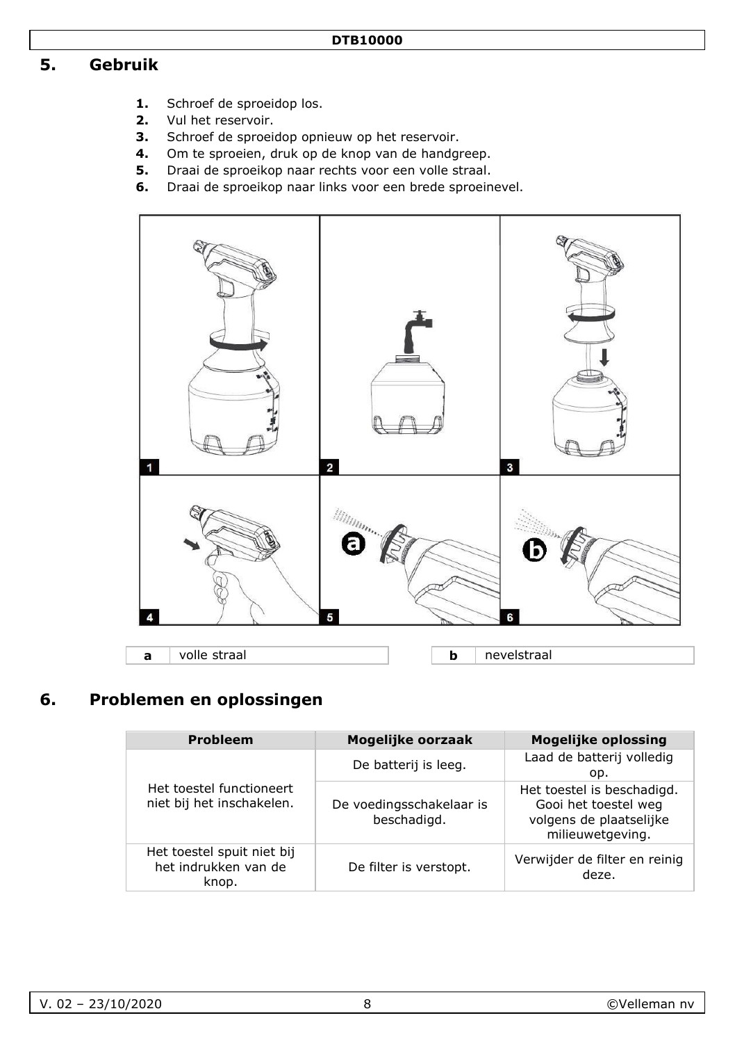## 5. Gebruik

1. Schroef de sproeidop los.
2. Vul het reservoir.
3. Schroef de sproeidop opnieuw op het reservoir.
4. Om te sproeien, druk op de knop van de handgreep.
5. Draai de sproeikop naar rechts voor een volle straal.
6. Draai de sproeikop naar links voor een brede sproeinevel.

| a | volle straal |
|---|---|

| b | nevelstraal |
|---|---|

## 6. Problemen en oplossingen

| Probleem | Mogelijke oorzaak | Mogelijke oplossing |
|---|---|---|
| Het toestel functioneert niet bij het inschakelen. | De batterij is leeg. | Laad de batterij volledig op. |
| | De voedingsschakelaar is beschadigd. | Het toestel is beschadigd. Gooi het toestel weg volgens de plaatselijke milieuwetgeving. |
| Het toestel spuit niet bij het indrukken van de knop. | De filter is verstopt. | Verwijder de filter en reinig deze. |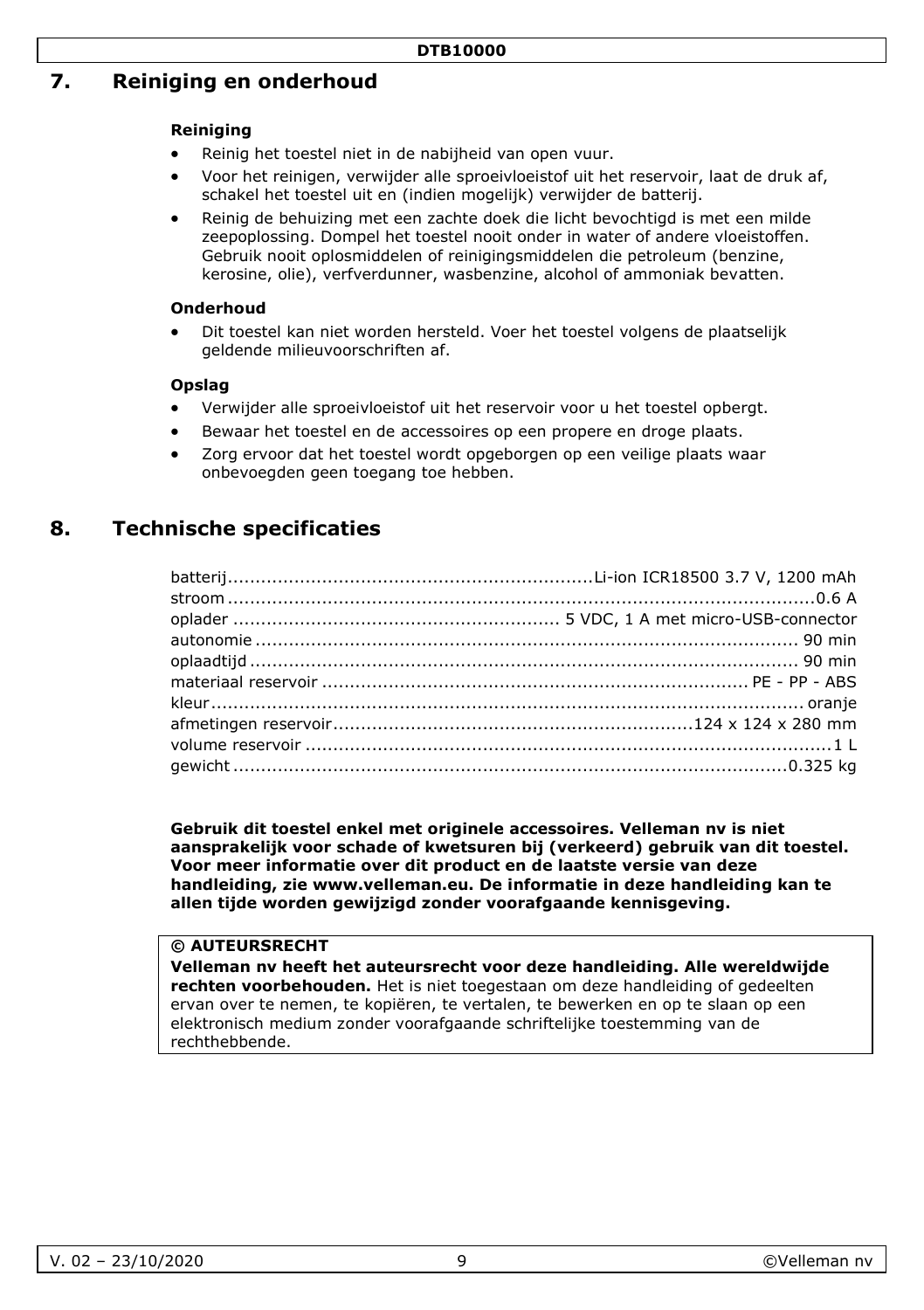## 7. Reiniging en onderhoud

### Reiniging

- Reinig het toestel niet in de nabijheid van open vuur.
- Voor het reinigen, verwijder alle sproeivloeistof uit het reservoir, laat de druk af, schakel het toestel uit en (indien mogelijk) verwijder de batterij.
- Reinig de behuizing met een zachte doek die licht bevochtigd is met een milde zeepoplossing. Dompel het toestel nooit onder in water of andere vloeistoffen. Gebruik nooit oplosmiddelen of reinigingsmiddelen die petroleum (benzine, kerosine, olie), verfverdunner, wasbenzine, alcohol of ammoniak bevatten.

### Onderhoud

- Dit toestel kan niet worden hersteld. Voer het toestel volgens de plaatselijk geldende milieuvoorschriften af.

### Opslag

- Verwijder alle sproeivloeistof uit het reservoir voor u het toestel opbergt.
- Bewaar het toestel en de accessoires op een propere en droge plaats.
- Zorg ervoor dat het toestel wordt opgeborgen op een veilige plaats waar onbevoegden geen toegang toe hebben.

## 8. Technische specificaties

| | |
|---|---|
| batterij | Li-ion ICR18500 3.7 V, 1200 mAh |
| stroom | 0.6 A |
| oplader | 5 VDC, 1 A met micro-USB-connector |
| autonomie | 90 min |
| oplaadtijd | 90 min |
| materiaal reservoir | PE - PP - ABS |
| kleur | oranje |
| afmetingen reservoir | 124 x 124 x 280 mm |
| volume reservoir | 1 L |
| gewicht | 0.325 kg |

**Gebruik dit toestel enkel met originele accessoires. Velleman nv is niet aansprakelijk voor schade of kwetsuren bij (verkeerd) gebruik van dit toestel. Voor meer informatie over dit product en de laatste versie van deze handleiding, zie www.velleman.eu. De informatie in deze handleiding kan te allen tijde worden gewijzigd zonder voorafgaande kennisgeving.**

**© AUTEURSRECHT**

**Velleman nv heeft het auteursrecht voor deze handleiding. Alle wereldwijde rechten voorbehouden.** Het is niet toegestaan om deze handleiding of gedeelten ervan over te nemen, te kopiëren, te vertalen, te bewerken en op te slaan op een elektronisch medium zonder voorafgaande schriftelijke toestemming van de rechthebbende.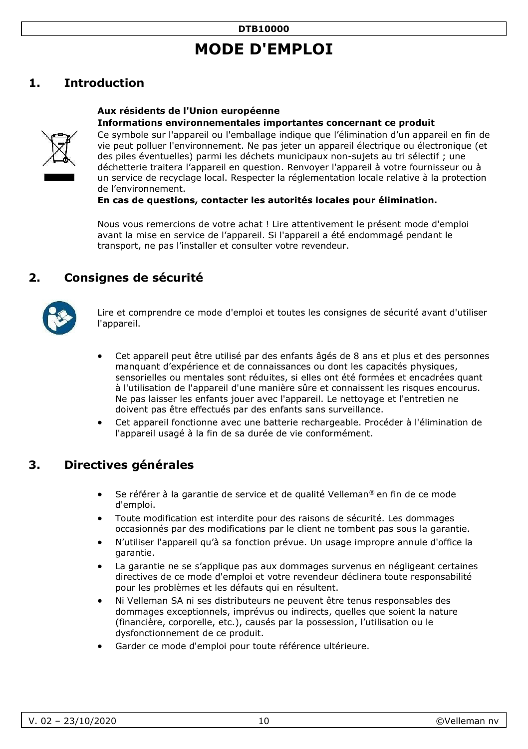# MODE D'EMPLOI

## 1. Introduction

**Aux résidents de l'Union européenne**

**Informations environnementales importantes concernant ce produit**

Ce symbole sur l'appareil ou l'emballage indique que l'élimination d'un appareil en fin de vie peut polluer l'environnement. Ne pas jeter un appareil électrique ou électronique (et des piles éventuelles) parmi les déchets municipaux non-sujets au tri sélectif ; une déchetterie traitera l'appareil en question. Renvoyer l'appareil à votre fournisseur ou à un service de recyclage local. Respecter la réglementation locale relative à la protection de l'environnement.

**En cas de questions, contacter les autorités locales pour élimination.**

Nous vous remercions de votre achat ! Lire attentivement le présent mode d'emploi avant la mise en service de l'appareil. Si l'appareil a été endommagé pendant le transport, ne pas l'installer et consulter votre revendeur.

## 2. Consignes de sécurité

Lire et comprendre ce mode d'emploi et toutes les consignes de sécurité avant d'utiliser l'appareil.

- Cet appareil peut être utilisé par des enfants âgés de 8 ans et plus et des personnes manquant d'expérience et de connaissances ou dont les capacités physiques, sensorielles ou mentales sont réduites, si elles ont été formées et encadrées quant à l'utilisation de l'appareil d'une manière sûre et connaissent les risques encourus. Ne pas laisser les enfants jouer avec l'appareil. Le nettoyage et l'entretien ne doivent pas être effectués par des enfants sans surveillance.
- Cet appareil fonctionne avec une batterie rechargeable. Procéder à l'élimination de l'appareil usagé à la fin de sa durée de vie conformément.

## 3. Directives générales

- Se référer à la garantie de service et de qualité Velleman® en fin de ce mode d'emploi.
- Toute modification est interdite pour des raisons de sécurité. Les dommages occasionnés par des modifications par le client ne tombent pas sous la garantie.
- N'utiliser l'appareil qu'à sa fonction prévue. Un usage impropre annule d'office la garantie.
- La garantie ne se s'applique pas aux dommages survenus en négligeant certaines directives de ce mode d'emploi et votre revendeur déclinera toute responsabilité pour les problèmes et les défauts qui en résultent.
- Ni Velleman SA ni ses distributeurs ne peuvent être tenus responsables des dommages exceptionnels, imprévus ou indirects, quelles que soient la nature (financière, corporelle, etc.), causés par la possession, l'utilisation ou le dysfonctionnement de ce produit.
- Garder ce mode d'emploi pour toute référence ultérieure.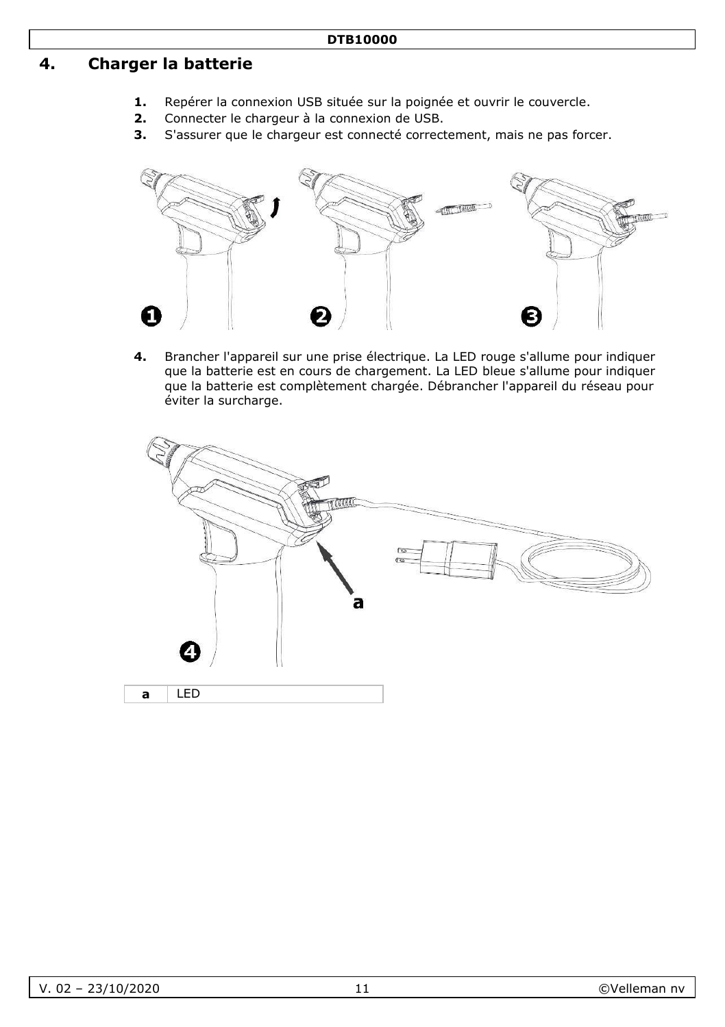## 4. Charger la batterie

1. Repérer la connexion USB située sur la poignée et ouvrir le couvercle.
2. Connecter le chargeur à la connexion de USB.
3. S'assurer que le chargeur est connecté correctement, mais ne pas forcer.

4. Brancher l'appareil sur une prise électrique. La LED rouge s'allume pour indiquer que la batterie est en cours de chargement. La LED bleue s'allume pour indiquer que la batterie est complètement chargée. Débrancher l'appareil du réseau pour éviter la surcharge.

| a | LED |
|---|---|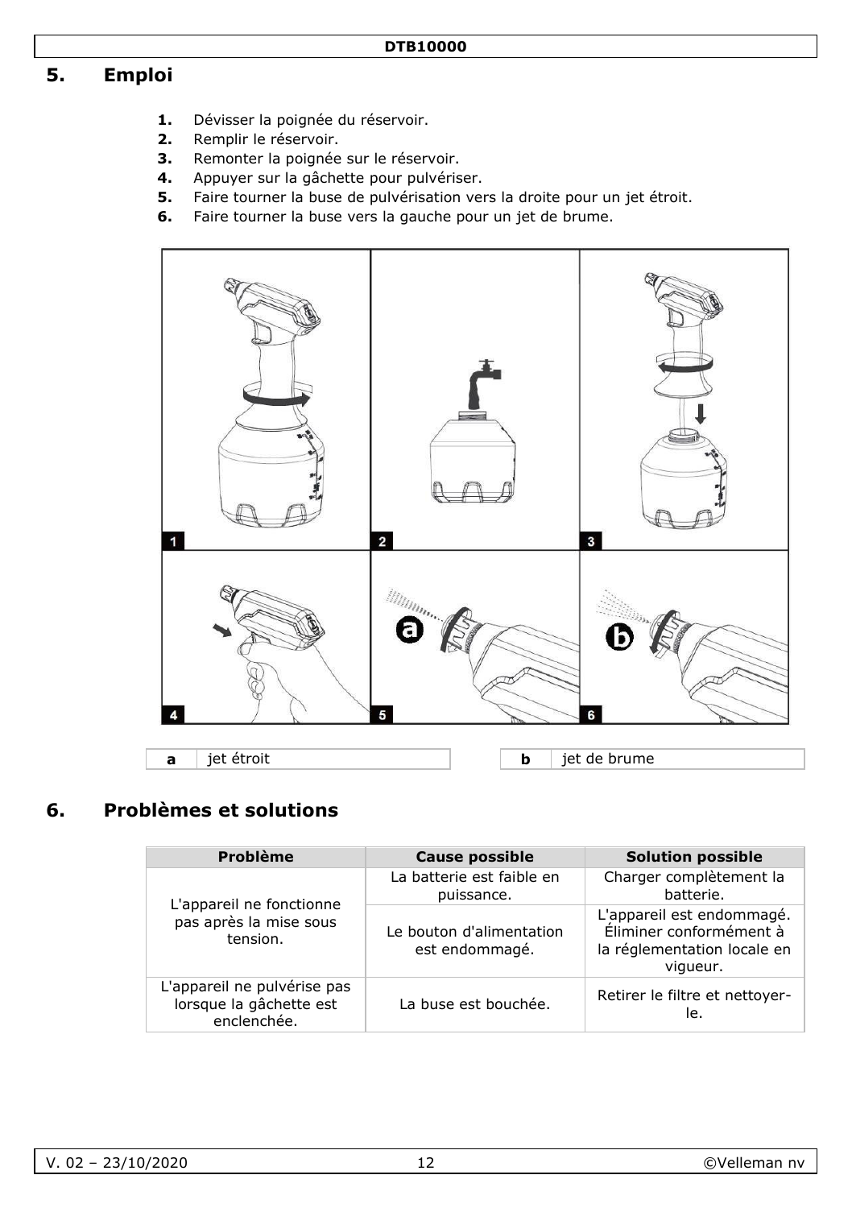## 5. Emploi

1. Dévisser la poignée du réservoir.
2. Remplir le réservoir.
3. Remonter la poignée sur le réservoir.
4. Appuyer sur la gâchette pour pulvériser.
5. Faire tourner la buse de pulvérisation vers la droite pour un jet étroit.
6. Faire tourner la buse vers la gauche pour un jet de brume.

| a | jet étroit |
|---|---|

| b | jet de brume |
|---|---|

## 6. Problèmes et solutions

| Problème | Cause possible | Solution possible |
|---|---|---|
| L'appareil ne fonctionne pas après la mise sous tension. | La batterie est faible en puissance. | Charger complètement la batterie. |
| | Le bouton d'alimentation est endommagé. | L'appareil est endommagé. Éliminer conformément à la réglementation locale en vigueur. |
| L'appareil ne pulvérise pas lorsque la gâchette est enclenchée. | La buse est bouchée. | Retirer le filtre et nettoyer-le. |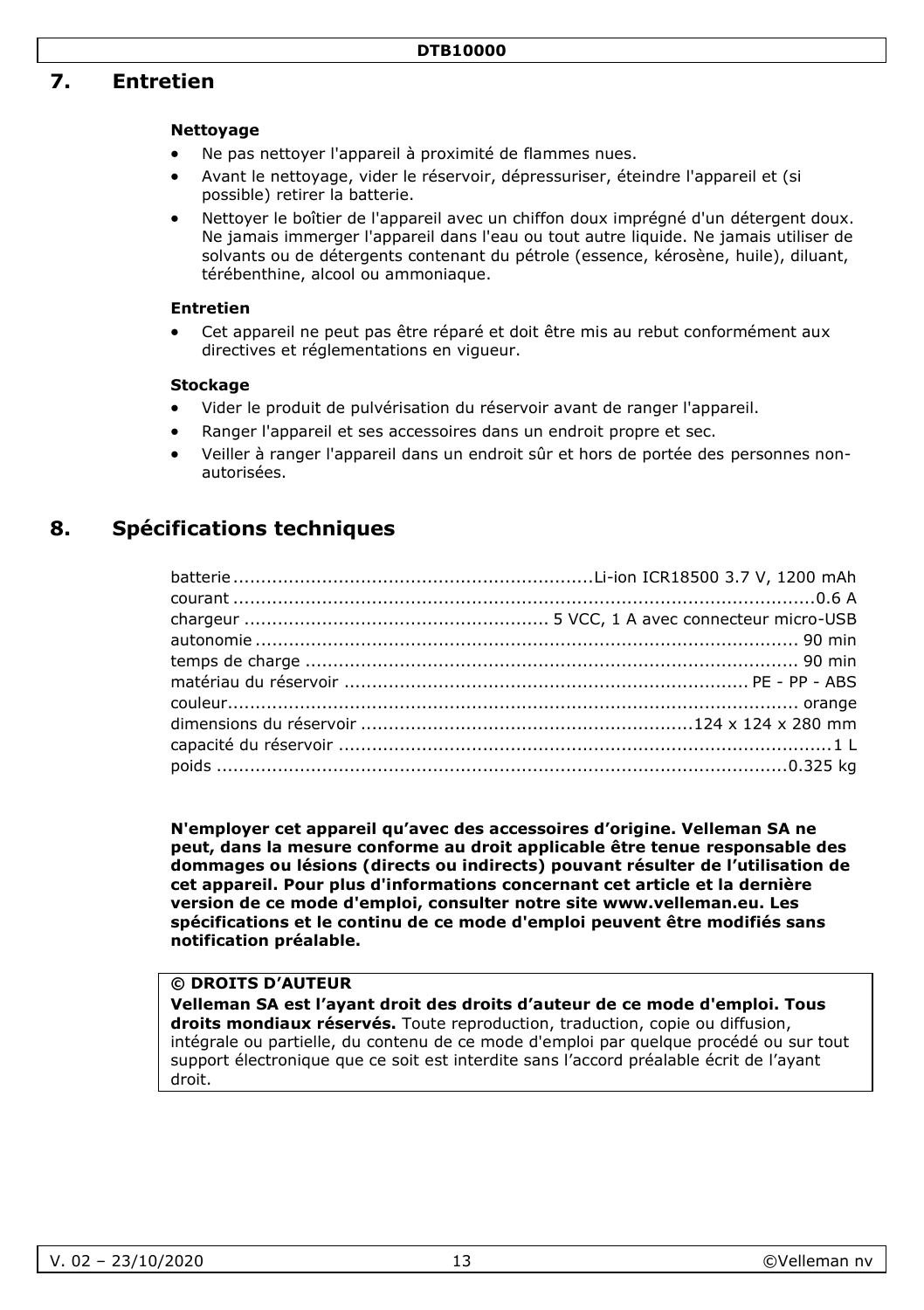## 7. Entretien

### Nettoyage

- Ne pas nettoyer l'appareil à proximité de flammes nues.
- Avant le nettoyage, vider le réservoir, dépressuriser, éteindre l'appareil et (si possible) retirer la batterie.
- Nettoyer le boîtier de l'appareil avec un chiffon doux imprégné d'un détergent doux. Ne jamais immerger l'appareil dans l'eau ou tout autre liquide. Ne jamais utiliser de solvants ou de détergents contenant du pétrole (essence, kérosène, huile), diluant, térébenthine, alcool ou ammoniaque.

### Entretien

- Cet appareil ne peut pas être réparé et doit être mis au rebut conformément aux directives et réglementations en vigueur.

### Stockage

- Vider le produit de pulvérisation du réservoir avant de ranger l'appareil.
- Ranger l'appareil et ses accessoires dans un endroit propre et sec.
- Veiller à ranger l'appareil dans un endroit sûr et hors de portée des personnes non-autorisées.

## 8. Spécifications techniques

| | |
|---|---|
| batterie | Li-ion ICR18500 3.7 V, 1200 mAh |
| courant | 0.6 A |
| chargeur | 5 VCC, 1 A avec connecteur micro-USB |
| autonomie | 90 min |
| temps de charge | 90 min |
| matériau du réservoir | PE - PP - ABS |
| couleur | orange |
| dimensions du réservoir | 124 x 124 x 280 mm |
| capacité du réservoir | 1 L |
| poids | 0.325 kg |

**N'employer cet appareil qu'avec des accessoires d'origine. Velleman SA ne peut, dans la mesure conforme au droit applicable être tenue responsable des dommages ou lésions (directs ou indirects) pouvant résulter de l'utilisation de cet appareil. Pour plus d'informations concernant cet article et la dernière version de ce mode d'emploi, consulter notre site www.velleman.eu. Les spécifications et le continu de ce mode d'emploi peuvent être modifiés sans notification préalable.**

**© DROITS D'AUTEUR**

**Velleman SA est l'ayant droit des droits d'auteur de ce mode d'emploi. Tous droits mondiaux réservés.** Toute reproduction, traduction, copie ou diffusion, intégrale ou partielle, du contenu de ce mode d'emploi par quelque procédé ou sur tout support électronique que ce soit est interdite sans l'accord préalable écrit de l'ayant droit.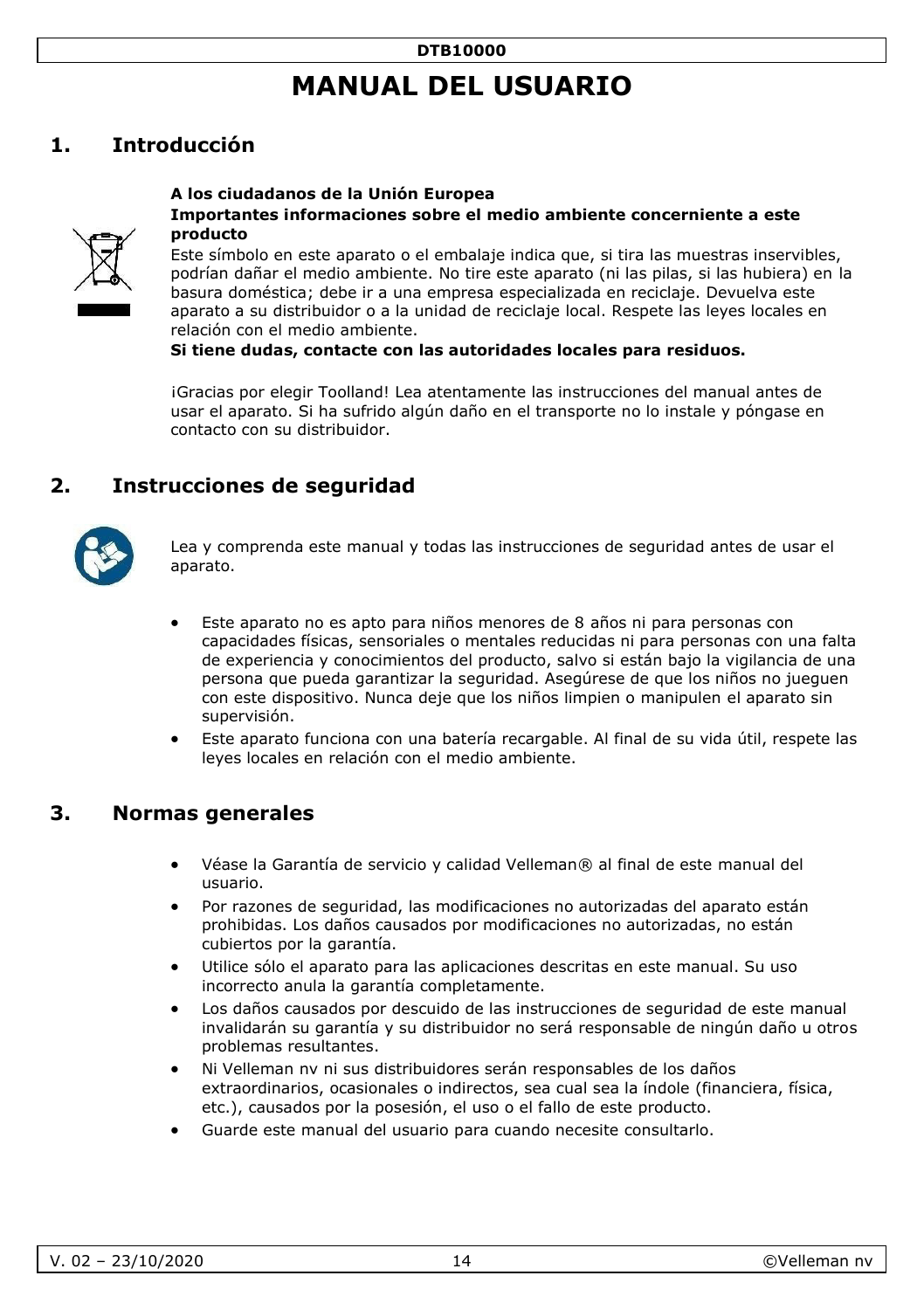// MANUAL DEL USUARIO

## 1. Introducción

**A los ciudadanos de la Unión Europea**

**Importantes informaciones sobre el medio ambiente concerniente a este producto**

Este símbolo en este aparato o el embalaje indica que, si tira las muestras inservibles, podrían dañar el medio ambiente. No tire este aparato (ni las pilas, si las hubiera) en la basura doméstica; debe ir a una empresa especializada en reciclaje. Devuelva este aparato a su distribuidor o a la unidad de reciclaje local. Respete las leyes locales en relación con el medio ambiente.

**Si tiene dudas, contacte con las autoridades locales para residuos.**

¡Gracias por elegir Toolland! Lea atentamente las instrucciones del manual antes de usar el aparato. Si ha sufrido algún daño en el transporte no lo instale y póngase en contacto con su distribuidor.

## 2. Instrucciones de seguridad

Lea y comprenda este manual y todas las instrucciones de seguridad antes de usar el aparato.

- Este aparato no es apto para niños menores de 8 años ni para personas con capacidades físicas, sensoriales o mentales reducidas ni para personas con una falta de experiencia y conocimientos del producto, salvo si están bajo la vigilancia de una persona que pueda garantizar la seguridad. Asegúrese de que los niños no jueguen con este dispositivo. Nunca deje que los niños limpien o manipulen el aparato sin supervisión.
- Este aparato funciona con una batería recargable. Al final de su vida útil, respete las leyes locales en relación con el medio ambiente.

## 3. Normas generales

- Véase la Garantía de servicio y calidad Velleman® al final de este manual del usuario.
- Por razones de seguridad, las modificaciones no autorizadas del aparato están prohibidas. Los daños causados por modificaciones no autorizadas, no están cubiertos por la garantía.
- Utilice sólo el aparato para las aplicaciones descritas en este manual. Su uso incorrecto anula la garantía completamente.
- Los daños causados por descuido de las instrucciones de seguridad de este manual invalidarán su garantía y su distribuidor no será responsable de ningún daño u otros problemas resultantes.
- Ni Velleman nv ni sus distribuidores serán responsables de los daños extraordinarios, ocasionales o indirectos, sea cual sea la índole (financiera, física, etc.), causados por la posesión, el uso o el fallo de este producto.
- Guarde este manual del usuario para cuando necesite consultarlo.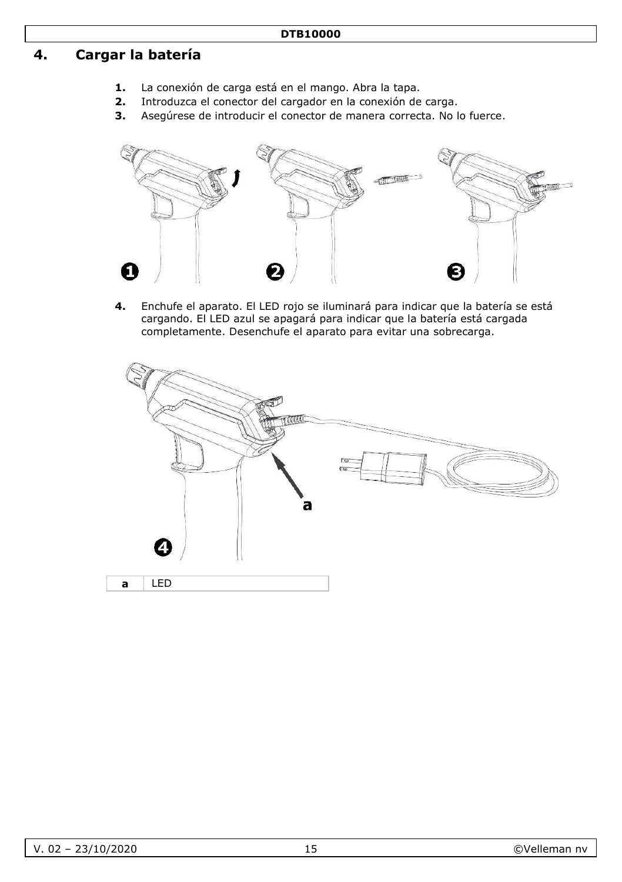## 4. Cargar la batería

1. La conexión de carga está en el mango. Abra la tapa.
2. Introduzca el conector del cargador en la conexión de carga.
3. Asegúrese de introducir el conector de manera correcta. No lo fuerce.

4. Enchufe el aparato. El LED rojo se iluminará para indicar que la batería se está cargando. El LED azul se apagará para indicar que la batería está cargada completamente. Desenchufe el aparato para evitar una sobrecarga.

| a | LED |
|---|---|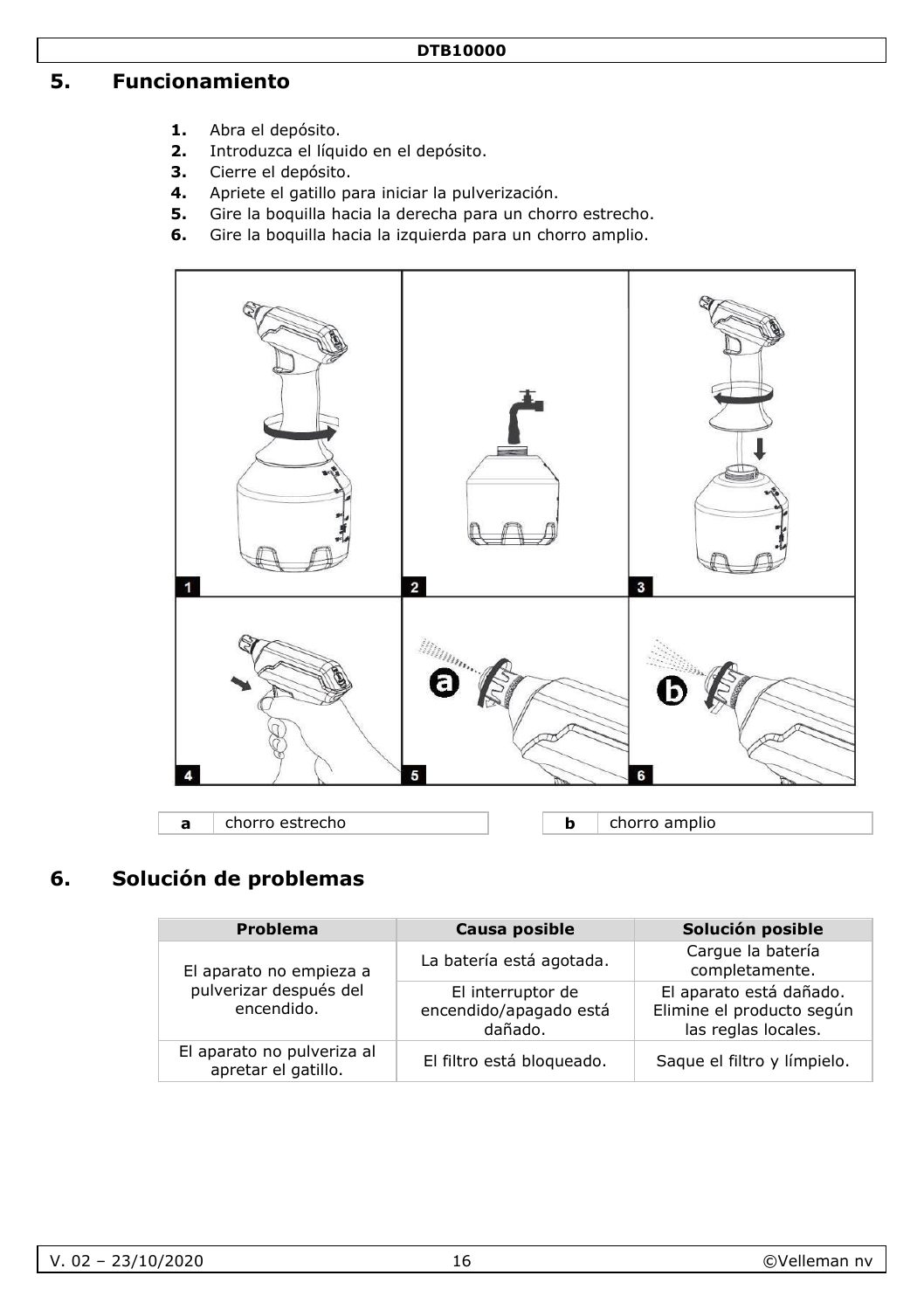## 5. Funcionamiento

1. Abra el depósito.
2. Introduzca el líquido en el depósito.
3. Cierre el depósito.
4. Apriete el gatillo para iniciar la pulverización.
5. Gire la boquilla hacia la derecha para un chorro estrecho.
6. Gire la boquilla hacia la izquierda para un chorro amplio.

| | |
|---|---|
| **a** | chorro estrecho |

| | |
|---|---|
| **b** | chorro amplio |

## 6. Solución de problemas

| Problema | Causa posible | Solución posible |
|---|---|---|
| El aparato no empieza a pulverizar después del encendido. | La batería está agotada. | Cargue la batería completamente. |
| | El interruptor de encendido/apagado está dañado. | El aparato está dañado. Elimine el producto según las reglas locales. |
| El aparato no pulveriza al apretar el gatillo. | El filtro está bloqueado. | Saque el filtro y límpielo. |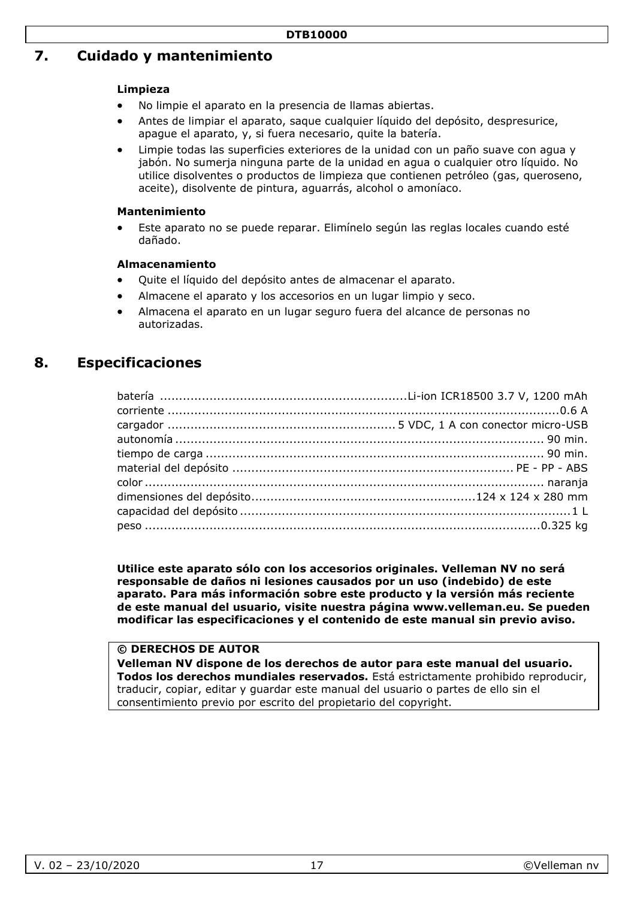## 7. Cuidado y mantenimiento

**Limpieza**

- No limpie el aparato en la presencia de llamas abiertas.
- Antes de limpiar el aparato, saque cualquier líquido del depósito, despresurice, apague el aparato, y, si fuera necesario, quite la batería.
- Limpie todas las superficies exteriores de la unidad con un paño suave con agua y jabón. No sumerja ninguna parte de la unidad en agua o cualquier otro líquido. No utilice disolventes o productos de limpieza que contienen petróleo (gas, queroseno, aceite), disolvente de pintura, aguarrás, alcohol o amoníaco.

**Mantenimiento**

- Este aparato no se puede reparar. Elimínelo según las reglas locales cuando esté dañado.

**Almacenamiento**

- Quite el líquido del depósito antes de almacenar el aparato.
- Almacene el aparato y los accesorios en un lugar limpio y seco.
- Almacena el aparato en un lugar seguro fuera del alcance de personas no autorizadas.

## 8. Especificaciones

| | |
|---|---|
| batería | Li-ion ICR18500 3.7 V, 1200 mAh |
| corriente | 0.6 A |
| cargador | 5 VDC, 1 A con conector micro-USB |
| autonomía | 90 min. |
| tiempo de carga | 90 min. |
| material del depósito | PE - PP - ABS |
| color | naranja |
| dimensiones del depósito | 124 x 124 x 280 mm |
| capacidad del depósito | 1 L |
| peso | 0.325 kg |

**Utilice este aparato sólo con los accesorios originales. Velleman NV no será responsable de daños ni lesiones causados por un uso (indebido) de este aparato. Para más información sobre este producto y la versión más reciente de este manual del usuario, visite nuestra página www.velleman.eu. Se pueden modificar las especificaciones y el contenido de este manual sin previo aviso.**

**© DERECHOS DE AUTOR**
**Velleman NV dispone de los derechos de autor para este manual del usuario. Todos los derechos mundiales reservados.** Está estrictamente prohibido reproducir, traducir, copiar, editar y guardar este manual del usuario o partes de ello sin el consentimiento previo por escrito del propietario del copyright.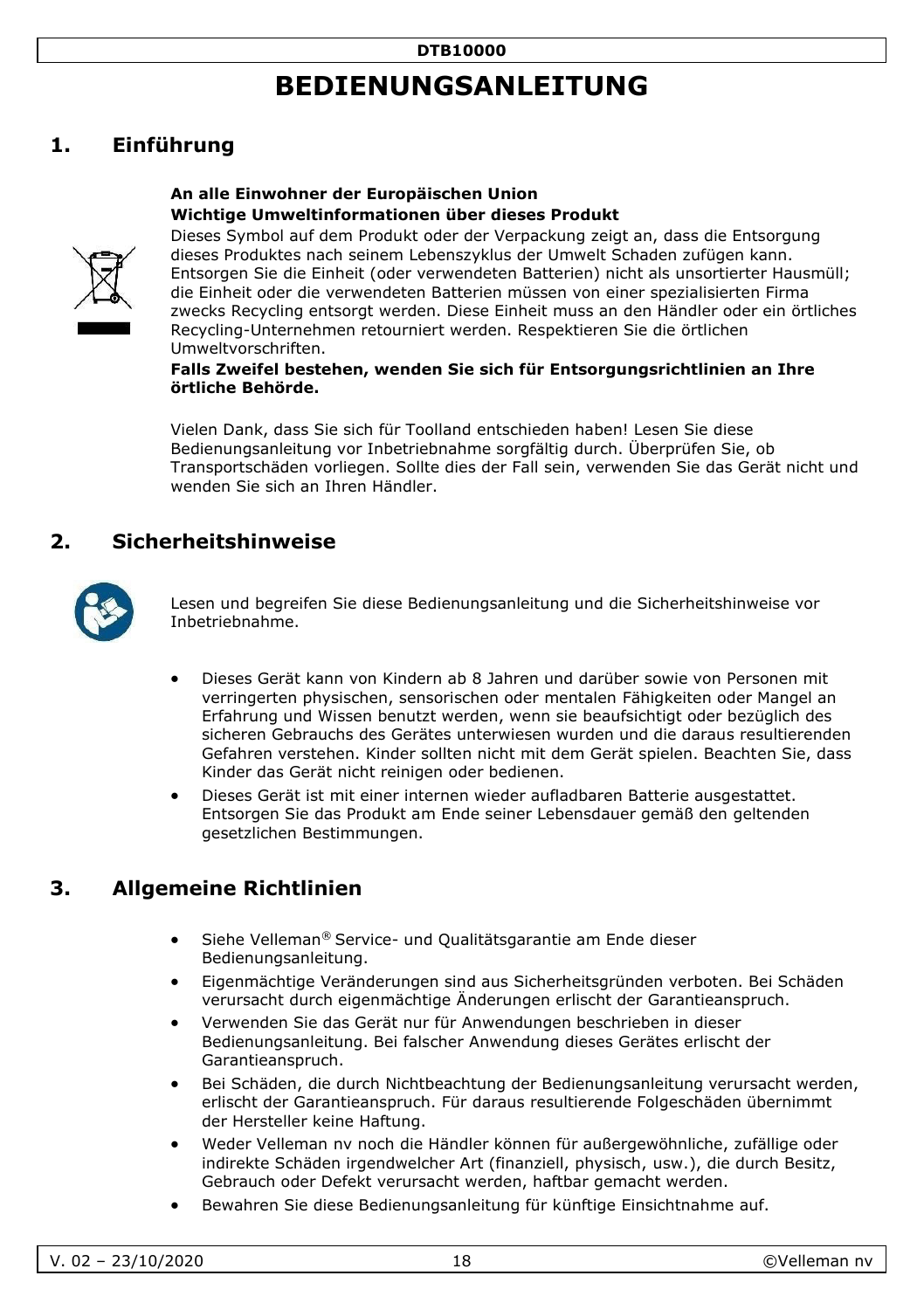# BEDIENUNGSANLEITUNG

## 1. Einführung

**An alle Einwohner der Europäischen Union**
**Wichtige Umweltinformationen über dieses Produkt**

Dieses Symbol auf dem Produkt oder der Verpackung zeigt an, dass die Entsorgung dieses Produktes nach seinem Lebenszyklus der Umwelt Schaden zufügen kann. Entsorgen Sie die Einheit (oder verwendeten Batterien) nicht als unsortierter Hausmüll; die Einheit oder die verwendeten Batterien müssen von einer spezialisierten Firma zwecks Recycling entsorgt werden. Diese Einheit muss an den Händler oder ein örtliches Recycling-Unternehmen retourniert werden. Respektieren Sie die örtlichen Umweltvorschriften.

**Falls Zweifel bestehen, wenden Sie sich für Entsorgungsrichtlinien an Ihre örtliche Behörde.**

Vielen Dank, dass Sie sich für Toolland entschieden haben! Lesen Sie diese Bedienungsanleitung vor Inbetriebnahme sorgfältig durch. Überprüfen Sie, ob Transportschäden vorliegen. Sollte dies der Fall sein, verwenden Sie das Gerät nicht und wenden Sie sich an Ihren Händler.

## 2. Sicherheitshinweise

Lesen und begreifen Sie diese Bedienungsanleitung und die Sicherheitshinweise vor Inbetriebnahme.

- Dieses Gerät kann von Kindern ab 8 Jahren und darüber sowie von Personen mit verringerten physischen, sensorischen oder mentalen Fähigkeiten oder Mangel an Erfahrung und Wissen benutzt werden, wenn sie beaufsichtigt oder bezüglich des sicheren Gebrauchs des Gerätes unterwiesen wurden und die daraus resultierenden Gefahren verstehen. Kinder sollten nicht mit dem Gerät spielen. Beachten Sie, dass Kinder das Gerät nicht reinigen oder bedienen.
- Dieses Gerät ist mit einer internen wieder aufladbaren Batterie ausgestattet. Entsorgen Sie das Produkt am Ende seiner Lebensdauer gemäß den geltenden gesetzlichen Bestimmungen.

## 3. Allgemeine Richtlinien

- Siehe Velleman® Service- und Qualitätsgarantie am Ende dieser Bedienungsanleitung.
- Eigenmächtige Veränderungen sind aus Sicherheitsgründen verboten. Bei Schäden verursacht durch eigenmächtige Änderungen erlischt der Garantieanspruch.
- Verwenden Sie das Gerät nur für Anwendungen beschrieben in dieser Bedienungsanleitung. Bei falscher Anwendung dieses Gerätes erlischt der Garantieanspruch.
- Bei Schäden, die durch Nichtbeachtung der Bedienungsanleitung verursacht werden, erlischt der Garantieanspruch. Für daraus resultierende Folgeschäden übernimmt der Hersteller keine Haftung.
- Weder Velleman nv noch die Händler können für außergewöhnliche, zufällige oder indirekte Schäden irgendwelcher Art (finanziell, physisch, usw.), die durch Besitz, Gebrauch oder Defekt verursacht werden, haftbar gemacht werden.
- Bewahren Sie diese Bedienungsanleitung für künftige Einsichtnahme auf.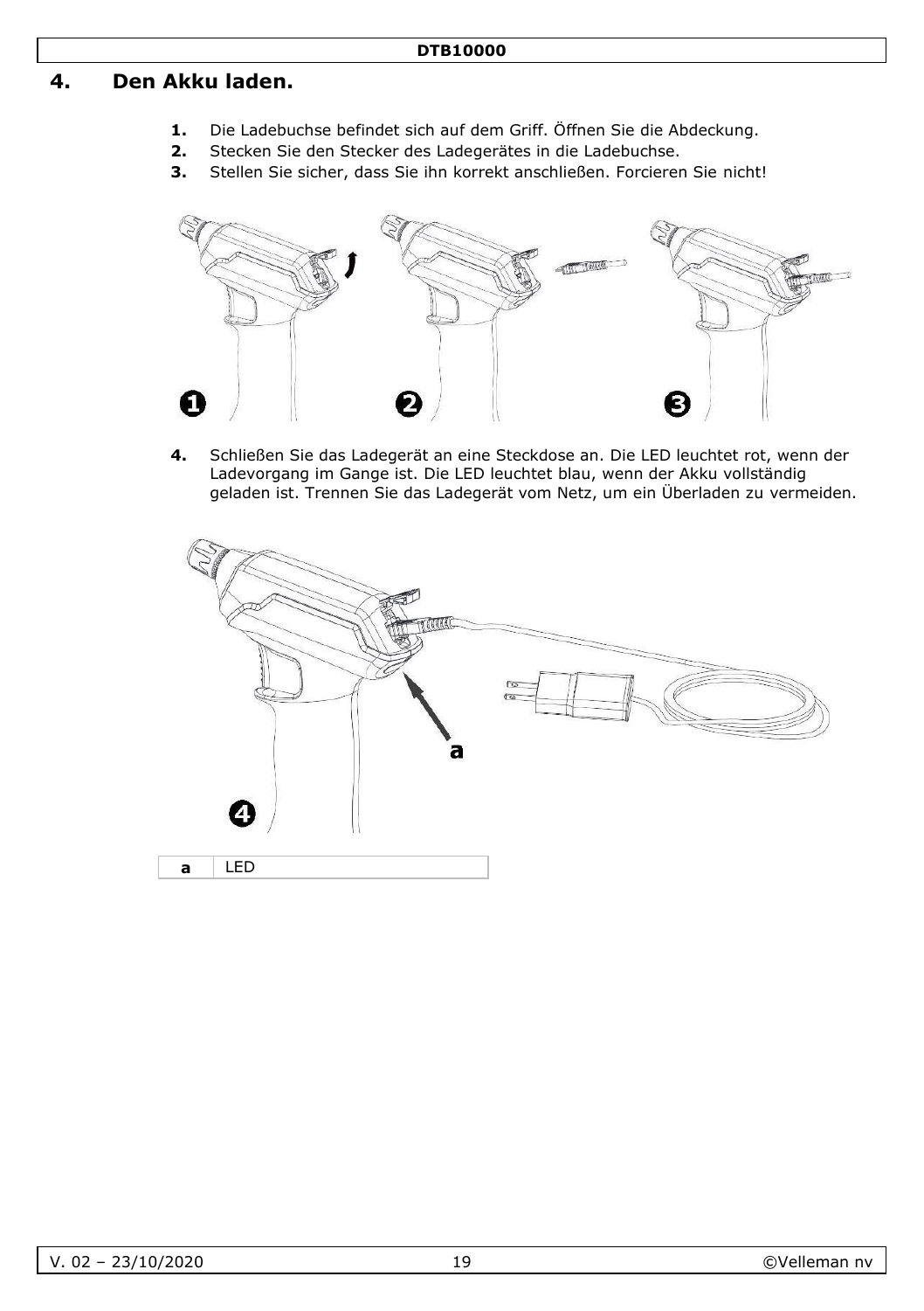## 4. Den Akku laden.

1. Die Ladebuchse befindet sich auf dem Griff. Öffnen Sie die Abdeckung.
2. Stecken Sie den Stecker des Ladegerätes in die Ladebuchse.
3. Stellen Sie sicher, dass Sie ihn korrekt anschließen. Forcieren Sie nicht!

4. Schließen Sie das Ladegerät an eine Steckdose an. Die LED leuchtet rot, wenn der Ladevorgang im Gange ist. Die LED leuchtet blau, wenn der Akku vollständig geladen ist. Trennen Sie das Ladegerät vom Netz, um ein Überladen zu vermeiden.

| a | LED |
|---|---|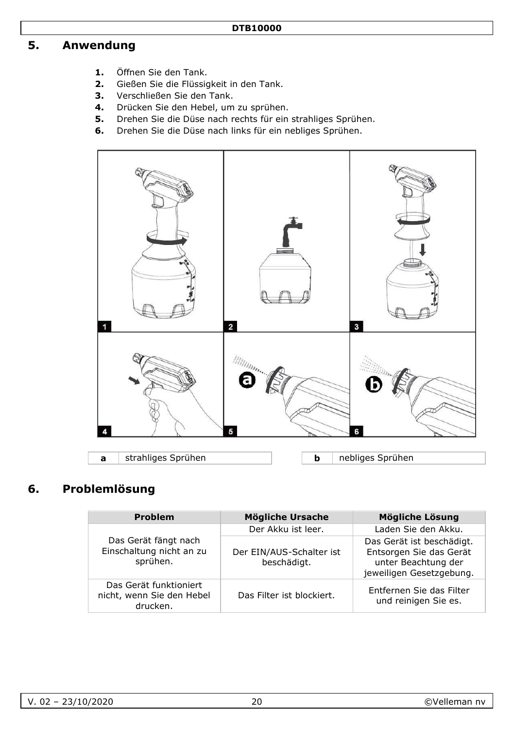## 5. Anwendung

1. Öffnen Sie den Tank.
2. Gießen Sie die Flüssigkeit in den Tank.
3. Verschließen Sie den Tank.
4. Drücken Sie den Hebel, um zu sprühen.
5. Drehen Sie die Düse nach rechts für ein strahliges Sprühen.
6. Drehen Sie die Düse nach links für ein nebliges Sprühen.

| a | strahliges Sprühen |
|---|---|

| b | nebliges Sprühen |
|---|---|

## 6. Problemlösung

| Problem | Mögliche Ursache | Mögliche Lösung |
|---|---|---|
| Das Gerät fängt nach Einschaltung nicht an zu sprühen. | Der Akku ist leer. | Laden Sie den Akku. |
| | Der EIN/AUS-Schalter ist beschädigt. | Das Gerät ist beschädigt. Entsorgen Sie das Gerät unter Beachtung der jeweiligen Gesetzgebung. |
| Das Gerät funktioniert nicht, wenn Sie den Hebel drucken. | Das Filter ist blockiert. | Entfernen Sie das Filter und reinigen Sie es. |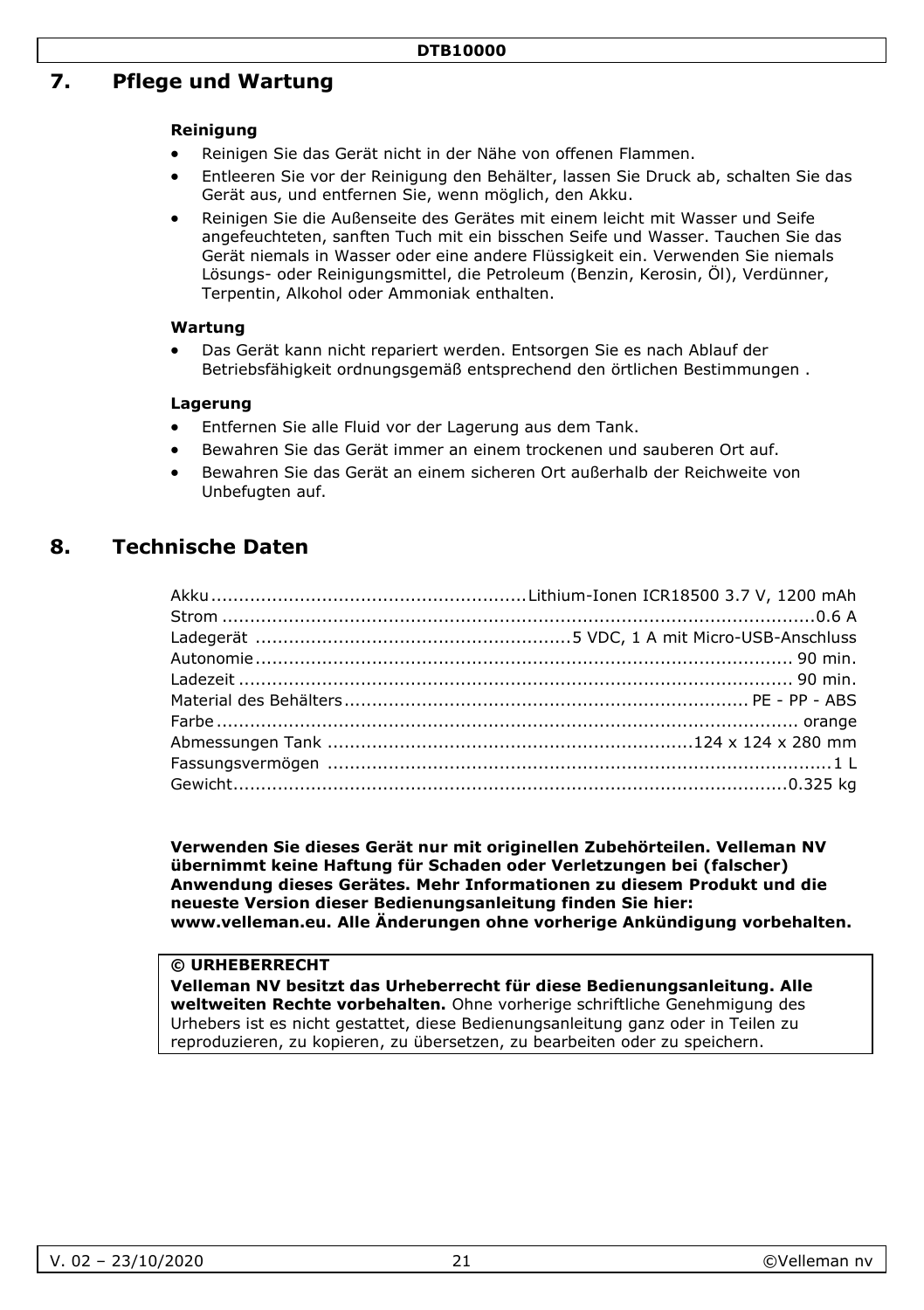## 7. Pflege und Wartung

**Reinigung**

- Reinigen Sie das Gerät nicht in der Nähe von offenen Flammen.
- Entleeren Sie vor der Reinigung den Behälter, lassen Sie Druck ab, schalten Sie das Gerät aus, und entfernen Sie, wenn möglich, den Akku.
- Reinigen Sie die Außenseite des Gerätes mit einem leicht mit Wasser und Seife angefeuchteten, sanften Tuch mit ein bisschen Seife und Wasser. Tauchen Sie das Gerät niemals in Wasser oder eine andere Flüssigkeit ein. Verwenden Sie niemals Lösungs- oder Reinigungsmittel, die Petroleum (Benzin, Kerosin, Öl), Verdünner, Terpentin, Alkohol oder Ammoniak enthalten.

**Wartung**

- Das Gerät kann nicht repariert werden. Entsorgen Sie es nach Ablauf der Betriebsfähigkeit ordnungsgemäß entsprechend den örtlichen Bestimmungen .

**Lagerung**

- Entfernen Sie alle Fluid vor der Lagerung aus dem Tank.
- Bewahren Sie das Gerät immer an einem trockenen und sauberen Ort auf.
- Bewahren Sie das Gerät an einem sicheren Ort außerhalb der Reichweite von Unbefugten auf.

## 8. Technische Daten

| | |
|---|---|
| Akku | Lithium-Ionen ICR18500 3.7 V, 1200 mAh |
| Strom | 0.6 A |
| Ladegerät | 5 VDC, 1 A mit Micro-USB-Anschluss |
| Autonomie | 90 min. |
| Ladezeit | 90 min. |
| Material des Behälters | PE - PP - ABS |
| Farbe | orange |
| Abmessungen Tank | 124 x 124 x 280 mm |
| Fassungsvermögen | 1 L |
| Gewicht | 0.325 kg |

**Verwenden Sie dieses Gerät nur mit originellen Zubehörteilen. Velleman NV übernimmt keine Haftung für Schaden oder Verletzungen bei (falscher) Anwendung dieses Gerätes. Mehr Informationen zu diesem Produkt und die neueste Version dieser Bedienungsanleitung finden Sie hier: www.velleman.eu. Alle Änderungen ohne vorherige Ankündigung vorbehalten.**

**© URHEBERRECHT**
**Velleman NV besitzt das Urheberrecht für diese Bedienungsanleitung. Alle weltweiten Rechte vorbehalten.** Ohne vorherige schriftliche Genehmigung des Urhebers ist es nicht gestattet, diese Bedienungsanleitung ganz oder in Teilen zu reproduzieren, zu kopieren, zu übersetzen, zu bearbeiten oder zu speichern.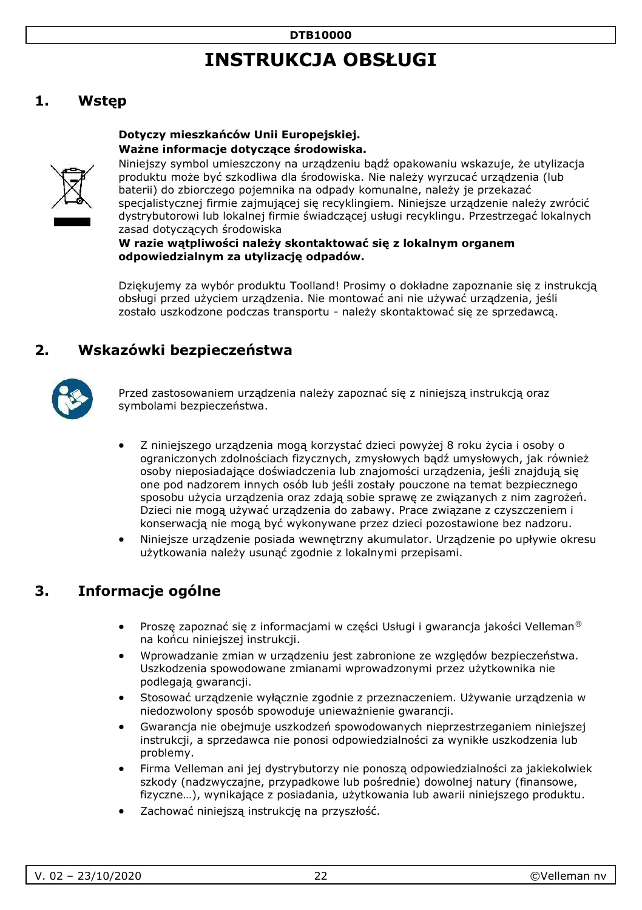# INSTRUKCJA OBSŁUGI

## 1. Wstęp

**Dotyczy mieszkańców Unii Europejskiej.**
**Ważne informacje dotyczące środowiska.**

Niniejszy symbol umieszczony na urządzeniu bądź opakowaniu wskazuje, że utylizacja produktu może być szkodliwa dla środowiska. Nie należy wyrzucać urządzenia (lub baterii) do zbiorczego pojemnika na odpady komunalne, należy je przekazać specjalistycznej firmie zajmującej się recyklingiem. Niniejsze urządzenie należy zwrócić dystrybutorowi lub lokalnej firmie świadczącej usługi recyklingu. Przestrzegać lokalnych zasad dotyczących środowiska

**W razie wątpliwości należy skontaktować się z lokalnym organem odpowiedzialnym za utylizację odpadów.**

Dziękujemy za wybór produktu Toolland! Prosimy o dokładne zapoznanie się z instrukcją obsługi przed użyciem urządzenia. Nie montować ani nie używać urządzenia, jeśli zostało uszkodzone podczas transportu - należy skontaktować się ze sprzedawcą.

## 2. Wskazówki bezpieczeństwa

Przed zastosowaniem urządzenia należy zapoznać się z niniejszą instrukcją oraz symbolami bezpieczeństwa.

- Z niniejszego urządzenia mogą korzystać dzieci powyżej 8 roku życia i osoby o ograniczonych zdolnościach fizycznych, zmysłowych bądź umysłowych, jak również osoby nieposiadające doświadczenia lub znajomości urządzenia, jeśli znajdują się one pod nadzorem innych osób lub jeśli zostały pouczone na temat bezpiecznego sposobu użycia urządzenia oraz zdają sobie sprawę ze związanych z nim zagrożeń. Dzieci nie mogą używać urządzenia do zabawy. Prace związane z czyszczeniem i konserwacją nie mogą być wykonywane przez dzieci pozostawione bez nadzoru.
- Niniejsze urządzenie posiada wewnętrzny akumulator. Urządzenie po upływie okresu użytkowania należy usunąć zgodnie z lokalnymi przepisami.

## 3. Informacje ogólne

- Proszę zapoznać się z informacjami w części Usługi i gwarancja jakości Velleman® na końcu niniejszej instrukcji.
- Wprowadzanie zmian w urządzeniu jest zabronione ze względów bezpieczeństwa. Uszkodzenia spowodowane zmianami wprowadzonymi przez użytkownika nie podlegają gwarancji.
- Stosować urządzenie wyłącznie zgodnie z przeznaczeniem. Używanie urządzenia w niedozwolony sposób spowoduje unieważnienie gwarancji.
- Gwarancja nie obejmuje uszkodzeń spowodowanych nieprzestrzeganiem niniejszej instrukcji, a sprzedawca nie ponosi odpowiedzialności za wynikłe uszkodzenia lub problemy.
- Firma Velleman ani jej dystrybutorzy nie ponoszą odpowiedzialności za jakiekolwiek szkody (nadzwyczajne, przypadkowe lub pośrednie) dowolnej natury (finansowe, fizyczne…), wynikające z posiadania, użytkowania lub awarii niniejszego produktu.
- Zachować niniejszą instrukcję na przyszłość.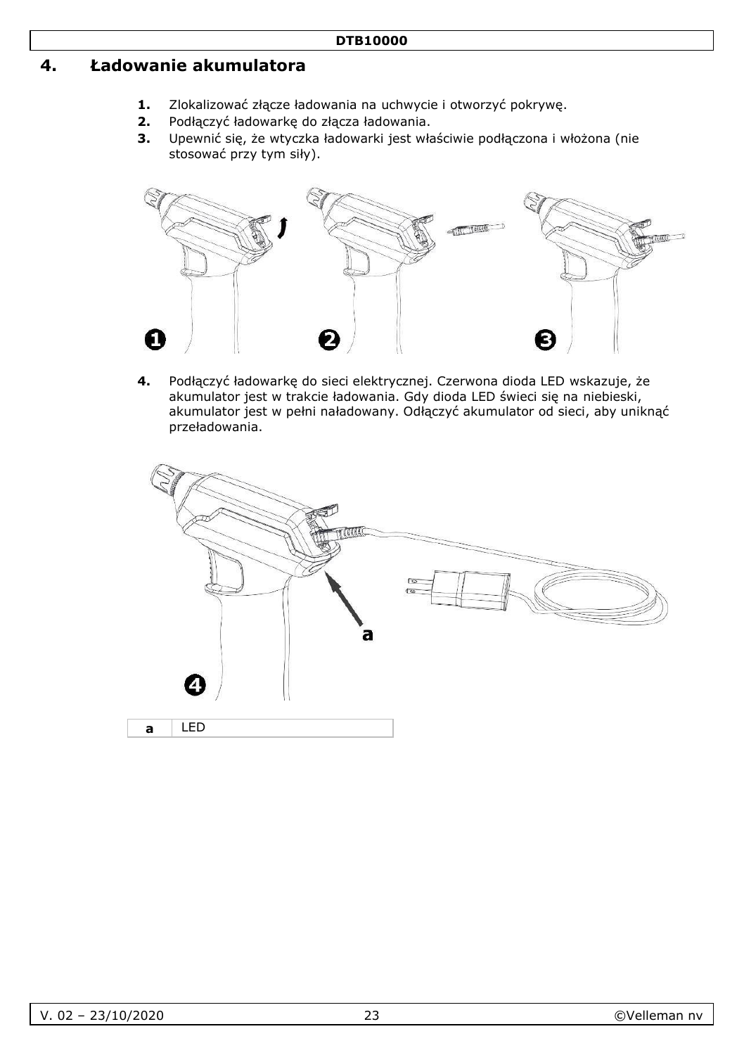## 4. Ładowanie akumulatora

1. Zlokalizować złącze ładowania na uchwycie i otworzyć pokrywę.
2. Podłączyć ładowarkę do złącza ładowania.
3. Upewnić się, że wtyczka ładowarki jest właściwie podłączona i włożona (nie stosować przy tym siły).

4. Podłączyć ładowarkę do sieci elektrycznej. Czerwona dioda LED wskazuje, że akumulator jest w trakcie ładowania. Gdy dioda LED świeci się na niebieski, akumulator jest w pełni naładowany. Odłączyć akumulator od sieci, aby uniknąć przeładowania.

| a | LED |
|---|---|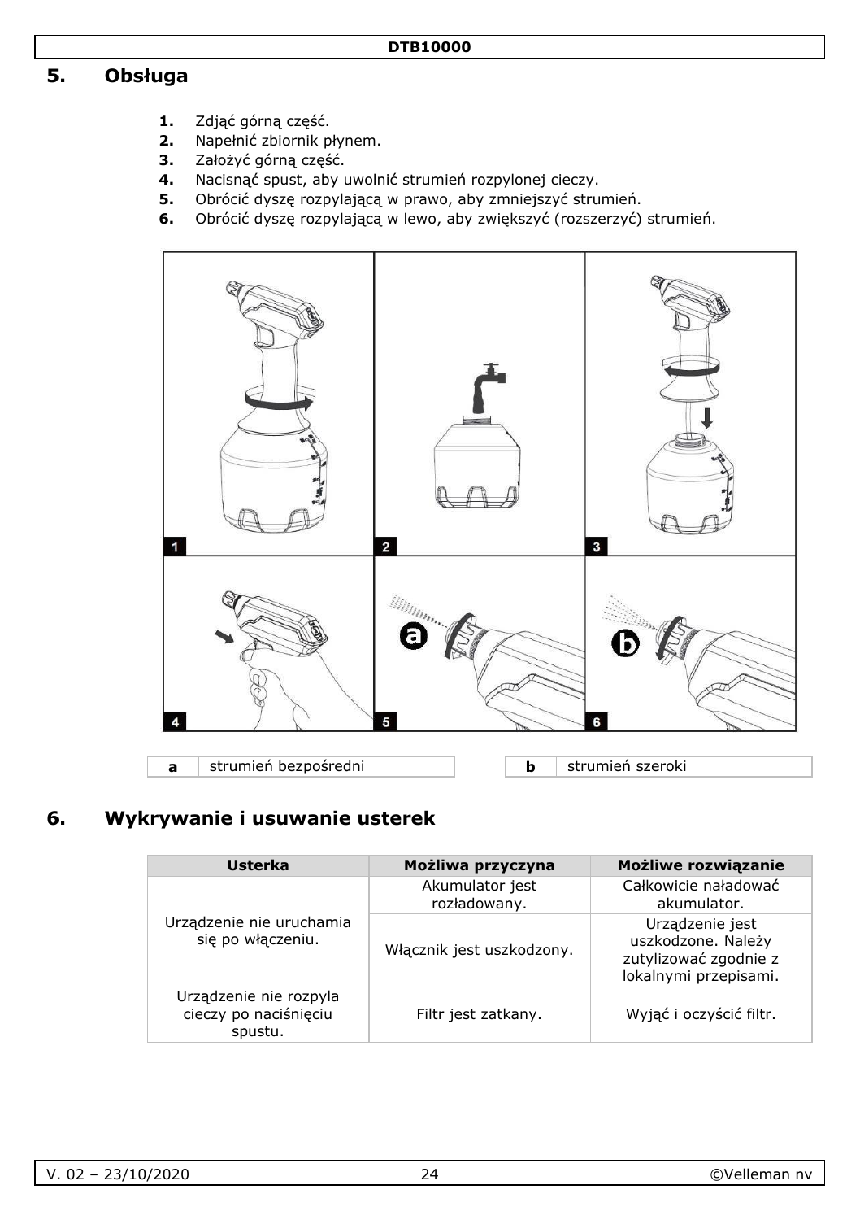## 5. Obsługa

1. Zdjąć górną część.
2. Napełnić zbiornik płynem.
3. Założyć górną część.
4. Nacisnąć spust, aby uwolnić strumień rozpylonej cieczy.
5. Obrócić dyszę rozpylającą w prawo, aby zmniejszyć strumień.
6. Obrócić dyszę rozpylającą w lewo, aby zwiększyć (rozszerzyć) strumień.

| a | strumień bezpośredni |
|---|---|

| b | strumień szeroki |
|---|---|

## 6. Wykrywanie i usuwanie usterek

| Usterka | Możliwa przyczyna | Możliwe rozwiązanie |
|---|---|---|
| Urządzenie nie uruchamia się po włączeniu. | Akumulator jest rozładowany. | Całkowicie naładować akumulator. |
| | Włącznik jest uszkodzony. | Urządzenie jest uszkodzone. Należy zutylizować zgodnie z lokalnymi przepisami. |
| Urządzenie nie rozpyla cieczy po naciśnięciu spustu. | Filtr jest zatkany. | Wyjąć i oczyścić filtr. |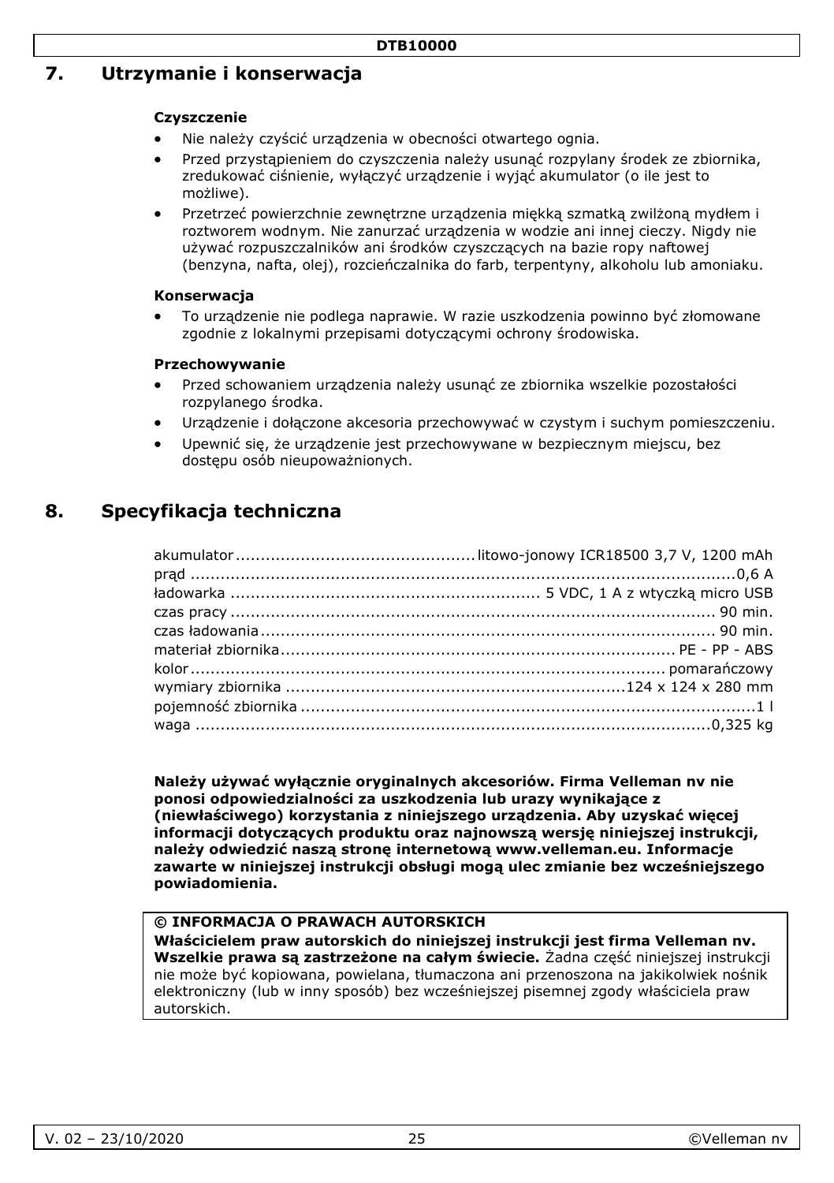## 7. Utrzymanie i konserwacja

**Czyszczenie**

- Nie należy czyścić urządzenia w obecności otwartego ognia.
- Przed przystąpieniem do czyszczenia należy usunąć rozpylany środek ze zbiornika, zredukować ciśnienie, wyłączyć urządzenie i wyjąć akumulator (o ile jest to możliwe).
- Przetrzeć powierzchnie zewnętrzne urządzenia miękką szmatką zwilżoną mydłem i roztworem wodnym. Nie zanurzać urządzenia w wodzie ani innej cieczy. Nigdy nie używać rozpuszczalników ani środków czyszczących na bazie ropy naftowej (benzyna, nafta, olej), rozcieńczalnika do farb, terpentyny, alkoholu lub amoniaku.

**Konserwacja**

- To urządzenie nie podlega naprawie. W razie uszkodzenia powinno być złomowane zgodnie z lokalnymi przepisami dotyczącymi ochrony środowiska.

**Przechowywanie**

- Przed schowaniem urządzenia należy usunąć ze zbiornika wszelkie pozostałości rozpylanego środka.
- Urządzenie i dołączone akcesoria przechowywać w czystym i suchym pomieszczeniu.
- Upewnić się, że urządzenie jest przechowywane w bezpiecznym miejscu, bez dostępu osób nieupoważnionych.

## 8. Specyfikacja techniczna

| | |
|---|---|
| akumulator | litowo-jonowy ICR18500 3,7 V, 1200 mAh |
| prąd | 0,6 A |
| ładowarka | 5 VDC, 1 A z wtyczką micro USB |
| czas pracy | 90 min. |
| czas ładowania | 90 min. |
| materiał zbiornika | PE - PP - ABS |
| kolor | pomarańczowy |
| wymiary zbiornika | 124 x 124 x 280 mm |
| pojemność zbiornika | 1 l |
| waga | 0,325 kg |

**Należy używać wyłącznie oryginalnych akcesoriów. Firma Velleman nv nie ponosi odpowiedzialności za uszkodzenia lub urazy wynikające z (niewłaściwego) korzystania z niniejszego urządzenia. Aby uzyskać więcej informacji dotyczących produktu oraz najnowszą wersję niniejszej instrukcji, należy odwiedzić naszą stronę internetową www.velleman.eu. Informacje zawarte w niniejszej instrukcji obsługi mogą ulec zmianie bez wcześniejszego powiadomienia.**

**© INFORMACJA O PRAWACH AUTORSKICH**
**Właścicielem praw autorskich do niniejszej instrukcji jest firma Velleman nv. Wszelkie prawa są zastrzeżone na całym świecie.** Żadna część niniejszej instrukcji nie może być kopiowana, powielana, tłumaczona ani przenoszona na jakikolwiek nośnik elektroniczny (lub w inny sposób) bez wcześniejszej pisemnej zgody właściciela praw autorskich.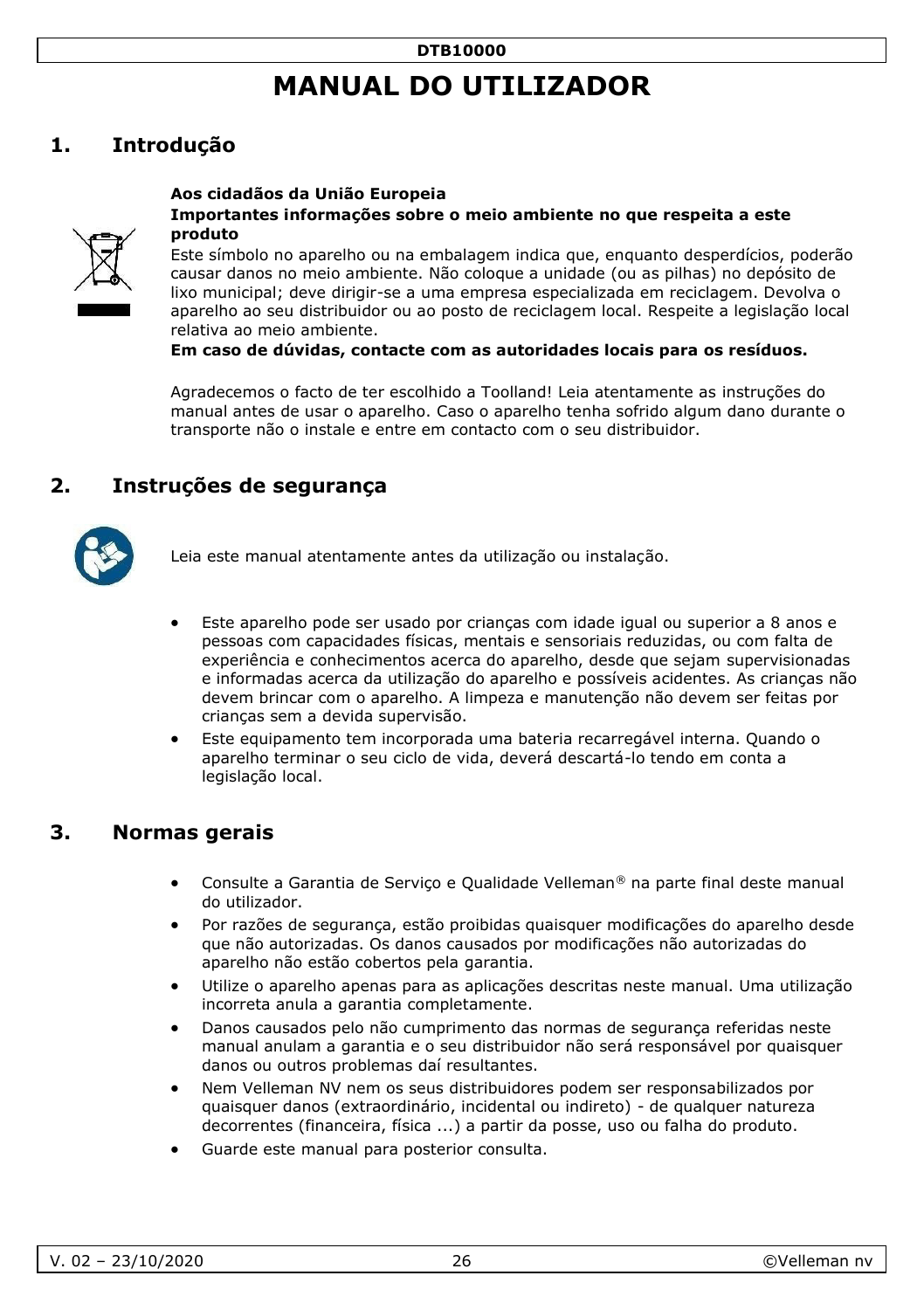# MANUAL DO UTILIZADOR

## 1. Introdução

**Aos cidadãos da União Europeia**

**Importantes informações sobre o meio ambiente no que respeita a este produto**

Este símbolo no aparelho ou na embalagem indica que, enquanto desperdícios, poderão causar danos no meio ambiente. Não coloque a unidade (ou as pilhas) no depósito de lixo municipal; deve dirigir-se a uma empresa especializada em reciclagem. Devolva o aparelho ao seu distribuidor ou ao posto de reciclagem local. Respeite a legislação local relativa ao meio ambiente.

**Em caso de dúvidas, contacte com as autoridades locais para os resíduos.**

Agradecemos o facto de ter escolhido a Toolland! Leia atentamente as instruções do manual antes de usar o aparelho. Caso o aparelho tenha sofrido algum dano durante o transporte não o instale e entre em contacto com o seu distribuidor.

## 2. Instruções de segurança

Leia este manual atentamente antes da utilização ou instalação.

- Este aparelho pode ser usado por crianças com idade igual ou superior a 8 anos e pessoas com capacidades físicas, mentais e sensoriais reduzidas, ou com falta de experiência e conhecimentos acerca do aparelho, desde que sejam supervisionadas e informadas acerca da utilização do aparelho e possíveis acidentes. As crianças não devem brincar com o aparelho. A limpeza e manutenção não devem ser feitas por crianças sem a devida supervisão.
- Este equipamento tem incorporada uma bateria recarregável interna. Quando o aparelho terminar o seu ciclo de vida, deverá descartá-lo tendo em conta a legislação local.

## 3. Normas gerais

- Consulte a Garantia de Serviço e Qualidade Velleman® na parte final deste manual do utilizador.
- Por razões de segurança, estão proibidas quaisquer modificações do aparelho desde que não autorizadas. Os danos causados por modificações não autorizadas do aparelho não estão cobertos pela garantia.
- Utilize o aparelho apenas para as aplicações descritas neste manual. Uma utilização incorreta anula a garantia completamente.
- Danos causados pelo não cumprimento das normas de segurança referidas neste manual anulam a garantia e o seu distribuidor não será responsável por quaisquer danos ou outros problemas daí resultantes.
- Nem Velleman NV nem os seus distribuidores podem ser responsabilizados por quaisquer danos (extraordinário, incidental ou indireto) - de qualquer natureza decorrentes (financeira, física ...) a partir da posse, uso ou falha do produto.
- Guarde este manual para posterior consulta.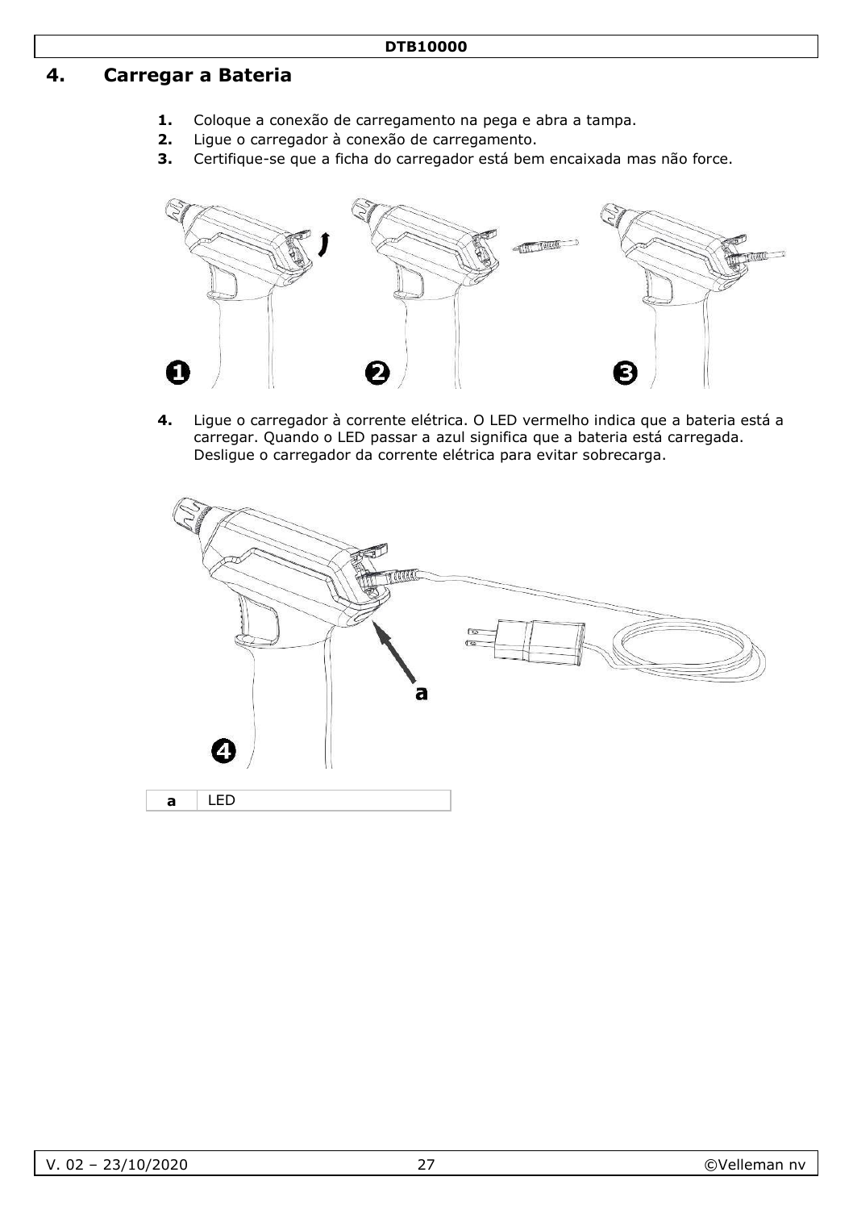## 4. Carregar a Bateria

1. Coloque a conexão de carregamento na pega e abra a tampa.
2. Ligue o carregador à conexão de carregamento.
3. Certifique-se que a ficha do carregador está bem encaixada mas não force.

4. Ligue o carregador à corrente elétrica. O LED vermelho indica que a bateria está a carregar. Quando o LED passar a azul significa que a bateria está carregada. Desligue o carregador da corrente elétrica para evitar sobrecarga.

| a | LED |
| --- | --- |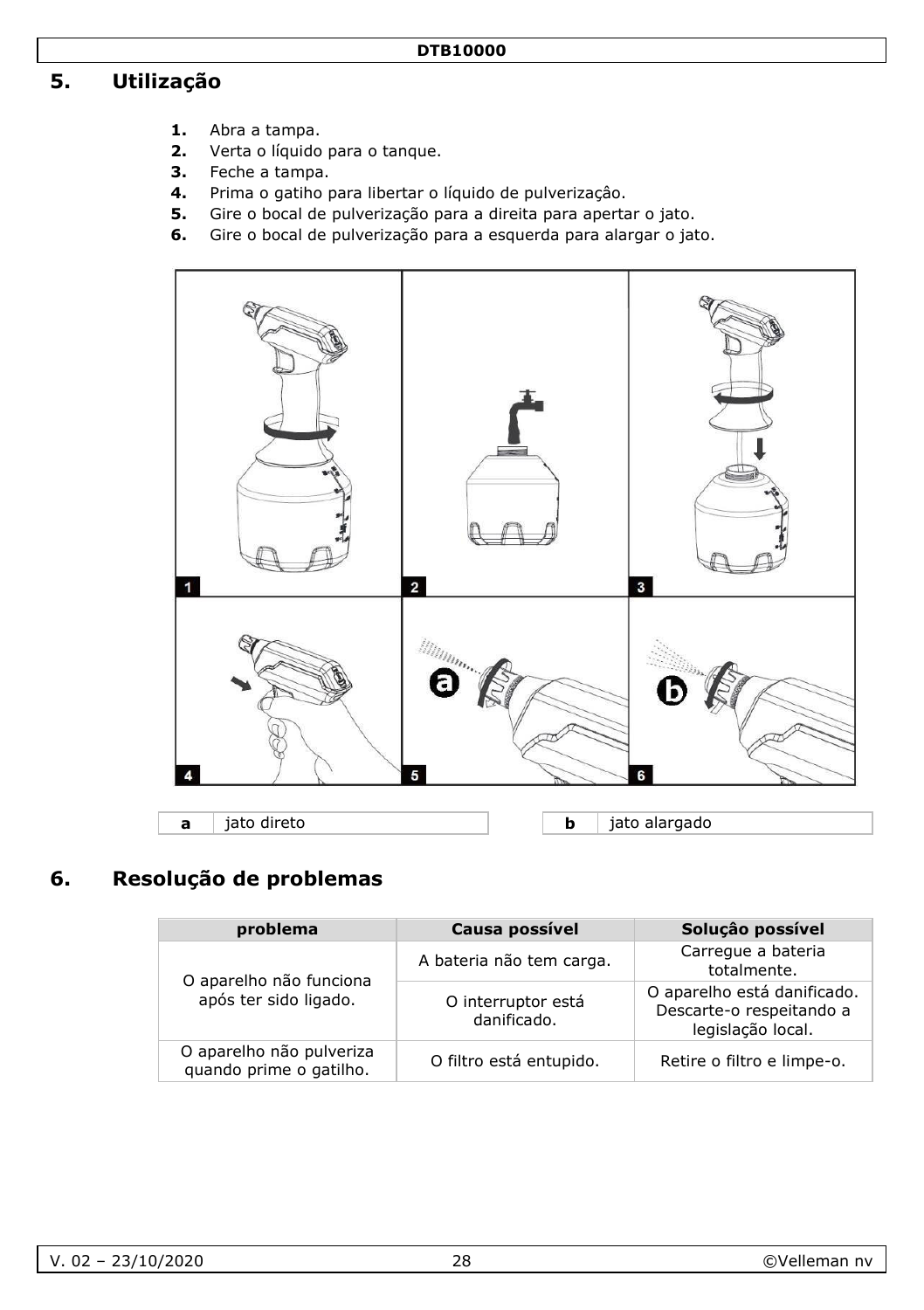## 5. Utilização

1. Abra a tampa.
2. Verta o líquido para o tanque.
3. Feche a tampa.
4. Prima o gatiho para libertar o líquido de pulverizaçâo.
5. Gire o bocal de pulverização para a direita para apertar o jato.
6. Gire o bocal de pulverização para a esquerda para alargar o jato.

| **a** | jato direto |
|---|---|

| **b** | jato alargado |
|---|---|

## 6. Resolução de problemas

| problema | Causa possível | Soluçâo possível |
|---|---|---|
| O aparelho não funciona após ter sido ligado. | A bateria não tem carga. | Carregue a bateria totalmente. |
| | O interruptor está danificado. | O aparelho está danificado. Descarte-o respeitando a legislação local. |
| O aparelho não pulveriza quando prime o gatilho. | O filtro está entupido. | Retire o filtro e limpe-o. |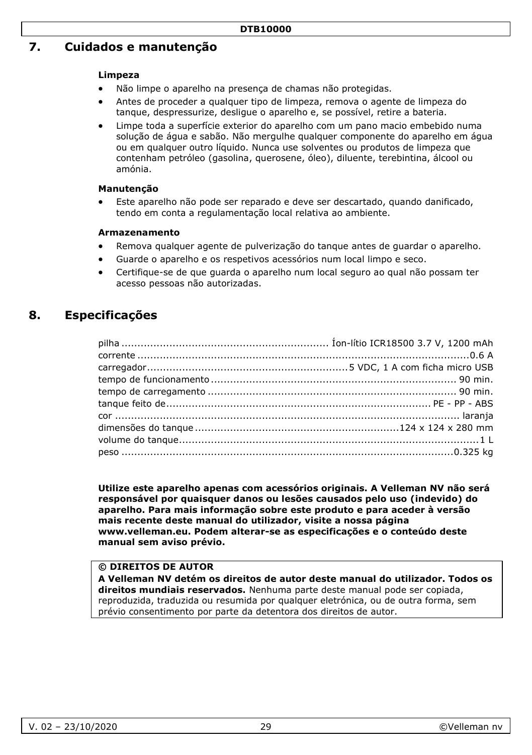## 7. Cuidados e manutenção

**Limpeza**

- Não limpe o aparelho na presença de chamas não protegidas.
- Antes de proceder a qualquer tipo de limpeza, remova o agente de limpeza do tanque, despressurize, desligue o aparelho e, se possível, retire a bateria.
- Limpe toda a superfície exterior do aparelho com um pano macio embebido numa solução de água e sabão. Não mergulhe qualquer componente do aparelho em água ou em qualquer outro líquido. Nunca use solventes ou produtos de limpeza que contenham petróleo (gasolina, querosene, óleo), diluente, terebintina, álcool ou amónia.

**Manutenção**

- Este aparelho não pode ser reparado e deve ser descartado, quando danificado, tendo em conta a regulamentação local relativa ao ambiente.

**Armazenamento**

- Remova qualquer agente de pulverização do tanque antes de guardar o aparelho.
- Guarde o aparelho e os respetivos acessórios num local limpo e seco.
- Certifique-se de que guarda o aparelho num local seguro ao qual não possam ter acesso pessoas não autorizadas.

## 8. Especificações

| | |
|---|---|
| pilha | Íon-lítio ICR18500 3.7 V, 1200 mAh |
| corrente | 0.6 A |
| carregador | 5 VDC, 1 A com ficha micro USB |
| tempo de funcionamento | 90 min. |
| tempo de carregamento | 90 min. |
| tanque feito de | PE - PP - ABS |
| cor | laranja |
| dimensões do tanque | 124 x 124 x 280 mm |
| volume do tanque | 1 L |
| peso | 0.325 kg |

**Utilize este aparelho apenas com acessórios originais. A Velleman NV não será responsável por quaisquer danos ou lesões causados pelo uso (indevido) do aparelho. Para mais informação sobre este produto e para aceder à versão mais recente deste manual do utilizador, visite a nossa página www.velleman.eu. Podem alterar-se as especificações e o conteúdo deste manual sem aviso prévio.**

**© DIREITOS DE AUTOR**
**A Velleman NV detém os direitos de autor deste manual do utilizador. Todos os direitos mundiais reservados.** Nenhuma parte deste manual pode ser copiada, reproduzida, traduzida ou resumida por qualquer eletrónica, ou de outra forma, sem prévio consentimento por parte da detentora dos direitos de autor.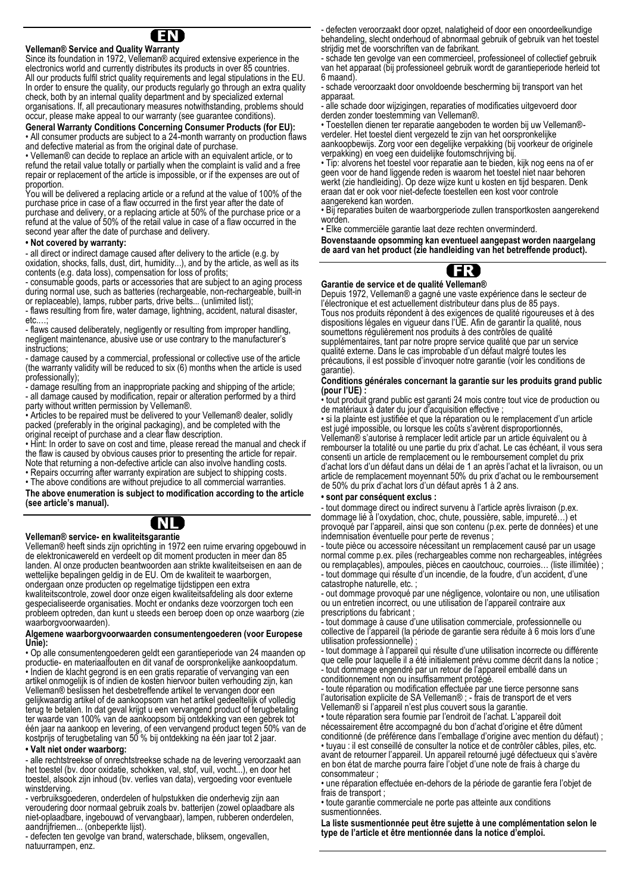## EN

**Velleman® Service and Quality Warranty**

Since its foundation in 1972, Velleman® acquired extensive experience in the electronics world and currently distributes its products in over 85 countries. All our products fulfil strict quality requirements and legal stipulations in the EU. In order to ensure the quality, our products regularly go through an extra quality check, both by an internal quality department and by specialized external organisations. If, all precautionary measures notwithstanding, problems should occur, please make appeal to our warranty (see guarantee conditions).

**General Warranty Conditions Concerning Consumer Products (for EU):**

• All consumer products are subject to a 24-month warranty on production flaws and defective material as from the original date of purchase.

• Velleman® can decide to replace an article with an equivalent article, or to refund the retail value totally or partially when the complaint is valid and a free repair or replacement of the article is impossible, or if the expenses are out of proportion.

You will be delivered a replacing article or a refund at the value of 100% of the purchase price in case of a flaw occurred in the first year after the date of purchase and delivery, or a replacing article at 50% of the purchase price or a refund at the value of 50% of the retail value in case of a flaw occurred in the second year after the date of purchase and delivery.

**• Not covered by warranty:**

- all direct or indirect damage caused after delivery to the article (e.g. by oxidation, shocks, falls, dust, dirt, humidity...), and by the article, as well as its contents (e.g. data loss), compensation for loss of profits;

- consumable goods, parts or accessories that are subject to an aging process during normal use, such as batteries (rechargeable, non-rechargeable, built-in or replaceable), lamps, rubber parts, drive belts... (unlimited list);

- flaws resulting from fire, water damage, lightning, accident, natural disaster, etc.…;

- flaws caused deliberately, negligently or resulting from improper handling, negligent maintenance, abusive use or use contrary to the manufacturer's instructions;

- damage caused by a commercial, professional or collective use of the article (the warranty validity will be reduced to six (6) months when the article is used professionally);

- damage resulting from an inappropriate packing and shipping of the article;

- all damage caused by modification, repair or alteration performed by a third party without written permission by Velleman®.

• Articles to be repaired must be delivered to your Velleman® dealer, solidly packed (preferably in the original packaging), and be completed with the original receipt of purchase and a clear flaw description.

• Hint: In order to save on cost and time, please reread the manual and check if the flaw is caused by obvious causes prior to presenting the article for repair. Note that returning a non-defective article can also involve handling costs.

• Repairs occurring after warranty expiration are subject to shipping costs.

• The above conditions are without prejudice to all commercial warranties.

**The above enumeration is subject to modification according to the article (see article's manual).**

## NL

**Velleman® service- en kwaliteitsgarantie**

Velleman® heeft sinds zijn oprichting in 1972 een ruime ervaring opgebouwd in de elektronicawereld en verdeelt op dit moment producten in meer dan 85 landen. Al onze producten beantwoorden aan strikte kwaliteitseisen en aan de wettelijke bepalingen geldig in de EU. Om de kwaliteit te waarborgen, ondergaan onze producten op regelmatige tijdstippen een extra kwaliteitscontrole, zowel door onze eigen kwaliteitsafdeling als door externe gespecialiseerde organisaties. Mocht er ondanks deze voorzorgen toch een probleem optreden, dan kunt u steeds een beroep doen op onze waarborg (zie waarborgvoorwaarden).

**Algemene waarborgvoorwaarden consumentengoederen (voor Europese Unie):**

• Op alle consumentengoederen geldt een garantieperiode van 24 maanden op productie- en materiaalfouten en dit vanaf de oorspronkelijke aankoopdatum.

• Indien de klacht gegrond is en een gratis reparatie of vervanging van een artikel onmogelijk is of indien de kosten hiervoor buiten verhouding zijn, kan Velleman® beslissen het desbetreffende artikel te vervangen door een gelijkwaardig artikel of de aankoopsom van het artikel gedeeltelijk of volledig terug te betalen. In dat geval krijgt u een vervangend product of terugbetaling ter waarde van 100% van de aankoopsom bij ontdekking van een gebrek tot één jaar na aankoop en levering, of een vervangend product tegen 50% van de kostprijs of terugbetaling van 50 % bij ontdekking na één jaar tot 2 jaar.

**• Valt niet onder waarborg:**

- alle rechtstreekse of onrechtstreekse schade na de levering veroorzaakt aan het toestel (bv. door oxidatie, schokken, val, stof, vuil, vocht...), en door het toestel, alsook zijn inhoud (bv. verlies van data), vergoeding voor eventuele winstderving.

- verbruiksgoederen, onderdelen of hulpstukken die onderhevig zijn aan veroudering door normaal gebruik zoals bv. batterijen (zowel oplaadbare als niet-oplaadbare, ingebouwd of vervangbaar), lampen, rubberen onderdelen, aandrijfriemen... (onbeperkte lijst).

- defecten ten gevolge van brand, waterschade, bliksem, ongevallen, natuurrampen, enz.

- defecten veroorzaakt door opzet, nalatigheid of door een onoordeelkundige behandeling, slecht onderhoud of abnormaal gebruik of gebruik van het toestel strijdig met de voorschriften van de fabrikant.

- schade ten gevolge van een commercieel, professioneel of collectief gebruik van het apparaat (bij professioneel gebruik wordt de garantieperiode herleid tot 6 maand).

- schade veroorzaakt door onvoldoende bescherming bij transport van het apparaat.

- alle schade door wijzigingen, reparaties of modificaties uitgevoerd door derden zonder toestemming van Velleman®.

• Toestellen dienen ter reparatie aangeboden te worden bij uw Velleman®-verdeler. Het toestel dient vergezeld te zijn van het oorspronkelijke aankoopbewijs. Zorg voor een degelijke verpakking (bij voorkeur de originele verpakking) en voeg een duidelijke foutomschrijving bij.

• Tip: alvorens het toestel voor reparatie aan te bieden, kijk nog eens na of er geen voor de hand liggende reden is waarom het toestel niet naar behoren werkt (zie handleiding). Op deze wijze kunt u kosten en tijd besparen. Denk eraan dat er ook voor niet-defecte toestellen een kost voor controle aangerekend kan worden.

• Bij reparaties buiten de waarborgperiode zullen transportkosten aangerekend worden.

• Elke commerciële garantie laat deze rechten onverminderd.

**Bovenstaande opsomming kan eventueel aangepast worden naargelang de aard van het product (zie handleiding van het betreffende product).**

## FR

**Garantie de service et de qualité Velleman®**

Depuis 1972, Velleman® a gagné une vaste expérience dans le secteur de l'électronique et est actuellement distributeur dans plus de 85 pays. Tous nos produits répondent à des exigences de qualité rigoureuses et à des dispositions légales en vigueur dans l'UE. Afin de garantir la qualité, nous soumettons régulièrement nos produits à des contrôles de qualité supplémentaires, tant par notre propre service qualité que par un service qualité externe. Dans le cas improbable d'un défaut malgré toutes les précautions, il est possible d'invoquer notre garantie (voir les conditions de garantie).

**Conditions générales concernant la garantie sur les produits grand public (pour l'UE) :**

• tout produit grand public est garanti 24 mois contre tout vice de production ou de matériaux à dater du jour d'acquisition effective ;

• si la plainte est justifiée et que la réparation ou le remplacement d'un article est jugé impossible, ou lorsque les coûts s'avèrent disproportionnés, Velleman® s'autorise à remplacer ledit article par un article équivalent ou à rembourser la totalité ou une partie du prix d'achat. Le cas échéant, il vous sera consenti un article de remplacement ou le remboursement complet du prix d'achat lors d'un défaut dans un délai de 1 an après l'achat et la livraison, ou un article de remplacement moyennant 50% du prix d'achat ou le remboursement de 50% du prix d'achat lors d'un défaut après 1 à 2 ans.

**• sont par conséquent exclus :**

- tout dommage direct ou indirect survenu à l'article après livraison (p.ex. dommage lié à l'oxydation, choc, chute, poussière, sable, impureté…) et provoqué par l'appareil, ainsi que son contenu (p.ex. perte de données) et une indemnisation éventuelle pour perte de revenus ;

- toute pièce ou accessoire nécessitant un remplacement causé par un usage normal comme p.ex. piles (rechargeables comme non rechargeables, intégrées ou remplaçables), ampoules, pièces en caoutchouc, courroies… (liste illimitée) ;

- tout dommage qui résulte d'un incendie, de la foudre, d'un accident, d'une catastrophe naturelle, etc. ;

- out dommage provoqué par une négligence, volontaire ou non, une utilisation ou un entretien incorrect, ou une utilisation de l'appareil contraire aux prescriptions du fabricant ;

- tout dommage à cause d'une utilisation commerciale, professionnelle ou collective de l'appareil (la période de garantie sera réduite à 6 mois lors d'une utilisation professionnelle) ;

- tout dommage à l'appareil qui résulte d'une utilisation incorrecte ou différente que celle pour laquelle il a été initialement prévu comme décrit dans la notice ;

- tout dommage engendré par un retour de l'appareil emballé dans un conditionnement non ou insuffisamment protégé.

- toute réparation ou modification effectuée par une tierce personne sans l'autorisation explicite de SA Velleman® ; - frais de transport de et vers Velleman® si l'appareil n'est plus couvert sous la garantie.

• toute réparation sera fournie par l'endroit de l'achat. L'appareil doit nécessairement être accompagné du bon d'achat d'origine et être dûment conditionné (de préférence dans l'emballage d'origine avec mention du défaut) ;

• tuyau : il est conseillé de consulter la notice et de contrôler câbles, piles, etc. avant de retourner l'appareil. Un appareil retourné jugé défectueux qui s'avère en bon état de marche pourra faire l'objet d'une note de frais à charge du consommateur ;

• une réparation effectuée en-dehors de la période de garantie fera l'objet de frais de transport ;

• toute garantie commerciale ne porte pas atteinte aux conditions susmentionnées.

**La liste susmentionnée peut être sujette à une complémentation selon le type de l'article et être mentionnée dans la notice d'emploi.**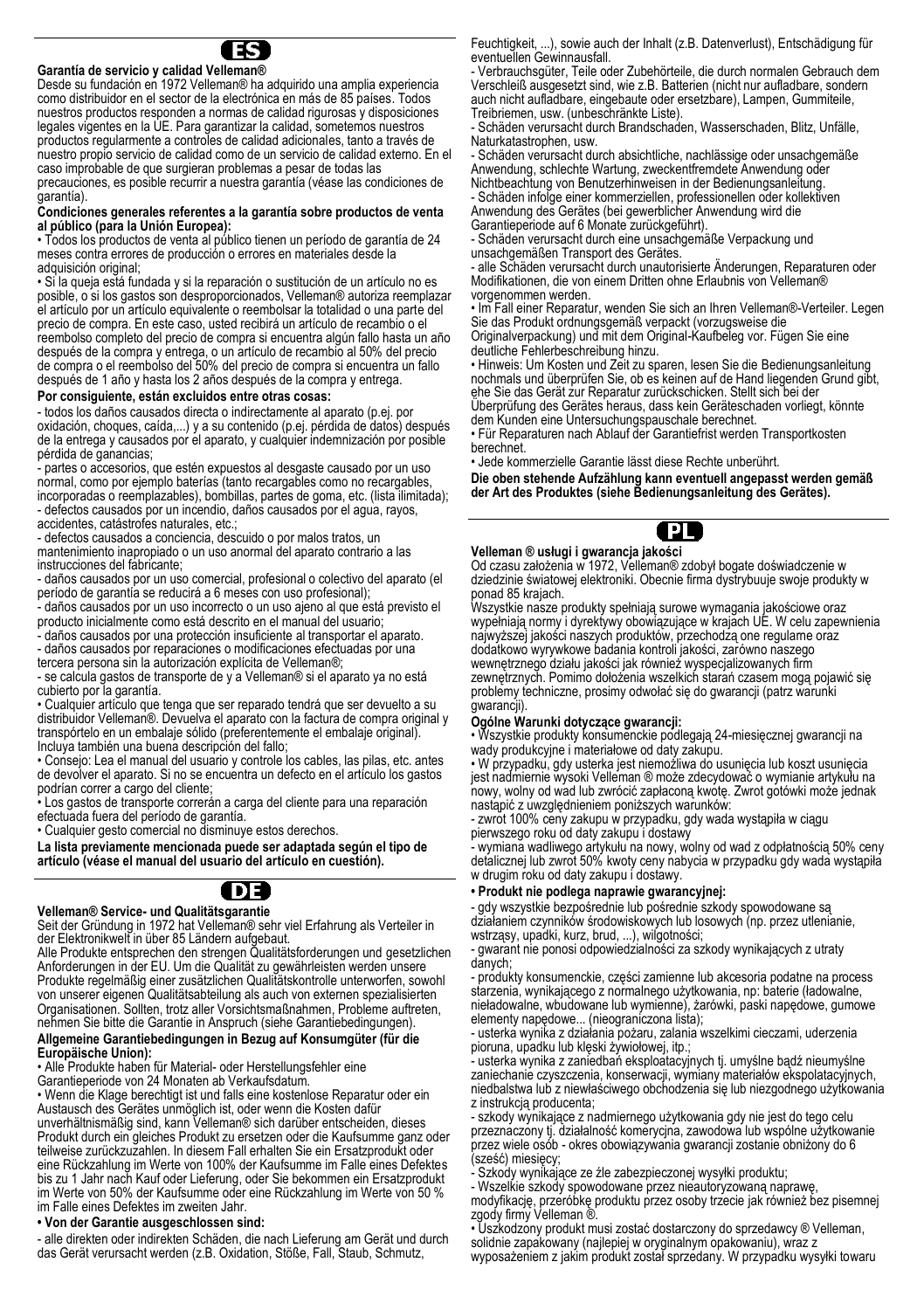# ES

**Garantía de servicio y calidad Velleman®**

Desde su fundación en 1972 Velleman® ha adquirido una amplia experiencia como distribuidor en el sector de la electrónica en más de 85 países. Todos nuestros productos responden a normas de calidad rigurosas y disposiciones legales vigentes en la UE. Para garantizar la calidad, sometemos nuestros productos regularmente a controles de calidad adicionales, tanto a través de nuestro propio servicio de calidad como de un servicio de calidad externo. En el caso improbable de que surgieran problemas a pesar de todas las precauciones, es posible recurrir a nuestra garantía (véase las condiciones de garantía).

**Condiciones generales referentes a la garantía sobre productos de venta al público (para la Unión Europea):**

• Todos los productos de venta al público tienen un período de garantía de 24 meses contra errores de producción o errores en materiales desde la adquisición original;

• Si la queja está fundada y si la reparación o sustitución de un artículo no es posible, o si los gastos son desproporcionados, Velleman® autoriza reemplazar el artículo por un artículo equivalente o reembolsar la totalidad o una parte del precio de compra. En este caso, usted recibirá un artículo de recambio o el reembolso completo del precio de compra si encuentra algún fallo hasta un año después de la compra y entrega, o un artículo de recambio al 50% del precio de compra o el reembolso del 50% del precio de compra si encuentra un fallo después de 1 año y hasta los 2 años después de la compra y entrega.

**Por consiguiente, están excluidos entre otras cosas:**

- todos los daños causados directa o indirectamente al aparato (p.ej. por oxidación, choques, caída,...) y a su contenido (p.ej. pérdida de datos) después de la entrega y causados por el aparato, y cualquier indemnización por posible pérdida de ganancias;
- partes o accesorios, que estén expuestos al desgaste causado por un uso normal, como por ejemplo baterías (tanto recargables como no recargables, incorporadas o reemplazables), bombillas, partes de goma, etc. (lista ilimitada);
- defectos causados por un incendio, daños causados por el agua, rayos, accidentes, catástrofes naturales, etc.;
- defectos causados a conciencia, descuido o por malos tratos, un mantenimiento inapropiado o un uso anormal del aparato contrario a las instrucciones del fabricante;
- daños causados por un uso comercial, profesional o colectivo del aparato (el período de garantía se reducirá a 6 meses con uso profesional);
- daños causados por un uso incorrecto o un uso ajeno al que está previsto el producto inicialmente como está descrito en el manual del usuario;
- daños causados por una protección insuficiente al transportar el aparato.
- daños causados por reparaciones o modificaciones efectuadas por una tercera persona sin la autorización explícita de Velleman®;
- se calcula gastos de transporte de y a Velleman® si el aparato ya no está cubierto por la garantía.

• Cualquier artículo que tenga que ser reparado tendrá que ser devuelto a su distribuidor Velleman®. Devuelva el aparato con la factura de compra original y transpórtelo en un embalaje sólido (preferentemente el embalaje original). Incluya también una buena descripción del fallo;

• Consejo: Lea el manual del usuario y controle los cables, las pilas, etc. antes de devolver el aparato. Si no se encuentra un defecto en el artículo los gastos podrían correr a cargo del cliente;

• Los gastos de transporte correrán a carga del cliente para una reparación efectuada fuera del período de garantía.

• Cualquier gesto comercial no disminuye estos derechos.

**La lista previamente mencionada puede ser adaptada según el tipo de artículo (véase el manual del usuario del artículo en cuestión).**

# DE

**Velleman® Service- und Qualitätsgarantie**

Seit der Gründung in 1972 hat Velleman® sehr viel Erfahrung als Verteiler in der Elektronikwelt in über 85 Ländern aufgebaut.

Alle Produkte entsprechen den strengen Qualitätsforderungen und gesetzlichen Anforderungen in der EU. Um die Qualität zu gewährleisten werden unsere Produkte regelmäßig einer zusätzlichen Qualitätskontrolle unterworfen, sowohl von unserer eigenen Qualitätsabteilung als auch von externen spezialisierten Organisationen. Sollten, trotz aller Vorsichtsmaßnahmen, Probleme auftreten, nehmen Sie bitte die Garantie in Anspruch (siehe Garantiebedingungen).

**Allgemeine Garantiebedingungen in Bezug auf Konsumgüter (für die Europäische Union):**

• Alle Produkte haben für Material- oder Herstellungsfehler eine Garantieperiode von 24 Monaten ab Verkaufsdatum.

• Wenn die Klage berechtigt ist und falls eine kostenlose Reparatur oder ein Austausch des Gerätes unmöglich ist, oder wenn die Kosten dafür unverhältnismäßig sind, kann Velleman® sich darüber entscheiden, dieses Produkt durch ein gleiches Produkt zu ersetzen oder die Kaufsumme ganz oder teilweise zurückzuzahlen. In diesem Fall erhalten Sie ein Ersatzprodukt oder eine Rückzahlung im Werte von 100% der Kaufsumme im Falle eines Defektes bis zu 1 Jahr nach Kauf oder Lieferung, oder Sie bekommen ein Ersatzprodukt im Werte von 50% der Kaufsumme oder eine Rückzahlung im Werte von 50 % im Falle eines Defektes im zweiten Jahr.

**• Von der Garantie ausgeschlossen sind:**

- alle direkten oder indirekten Schäden, die nach Lieferung am Gerät und durch das Gerät verursacht werden (z.B. Oxidation, Stöße, Fall, Staub, Schmutz, Feuchtigkeit, ...), sowie auch der Inhalt (z.B. Datenverlust), Entschädigung für eventuellen Gewinnausfall.
- Verbrauchsgüter, Teile oder Zubehörteile, die durch normalen Gebrauch dem Verschleiß ausgesetzt sind, wie z.B. Batterien (nicht nur aufladbare, sondern auch nicht aufladbare, eingebaute oder ersetzbare), Lampen, Gummiteile, Treibriemen, usw. (unbeschränkte Liste).
- Schäden verursacht durch Brandschaden, Wasserschaden, Blitz, Unfälle, Naturkatastrophen, usw.
- Schäden verursacht durch absichtliche, nachlässige oder unsachgemäße Anwendung, schlechte Wartung, zweckentfremdete Anwendung oder Nichtbeachtung von Benutzerhinweisen in der Bedienungsanleitung.
- Schäden infolge einer kommerziellen, professionellen oder kollektiven Anwendung des Gerätes (bei gewerblicher Anwendung wird die Garantieperiode auf 6 Monate zurückgeführt).
- Schäden verursacht durch eine unsachgemäße Verpackung und unsachgemäßen Transport des Gerätes.
- alle Schäden verursacht durch unautorisierte Änderungen, Reparaturen oder Modifikationen, die von einem Dritten ohne Erlaubnis von Velleman® vorgenommen werden.

• Im Fall einer Reparatur, wenden Sie sich an Ihren Velleman®-Verteiler. Legen Sie das Produkt ordnungsgemäß verpackt (vorzugsweise die Originalverpackung) und mit dem Original-Kaufbeleg vor. Fügen Sie eine deutliche Fehlerbeschreibung hinzu.

• Hinweis: Um Kosten und Zeit zu sparen, lesen Sie die Bedienungsanleitung nochmals und überprüfen Sie, ob es keinen auf de Hand liegenden Grund gibt, ehe Sie das Gerät zur Reparatur zurückschicken. Stellt sich bei der Überprüfung des Gerätes heraus, dass kein Geräteschaden vorliegt, könnte dem Kunden eine Untersuchungspauschale berechnet.

• Für Reparaturen nach Ablauf der Garantiefrist werden Transportkosten berechnet.

• Jede kommerzielle Garantie lässt diese Rechte unberührt.

**Die oben stehende Aufzählung kann eventuell angepasst werden gemäß der Art des Produktes (siehe Bedienungsanleitung des Gerätes).**

# PL

**Velleman ® usługi i gwarancja jakości**

Od czasu założenia w 1972, Velleman® zdobył bogate doświadczenie w dziedzinie światowej elektroniki. Obecnie firma dystrybuuje swoje produkty w ponad 85 krajach.

Wszystkie nasze produkty spełniają surowe wymagania jakościowe oraz wypełniają normy i dyrektywy obowiązujące w krajach UE. W celu zapewnienia najwyższej jakości naszych produktów, przechodzą one regularne oraz dodatkowo wyrywkowe badania kontroli jakości, zarówno naszego wewnętrznego działu jakości jak również wyspecjalizowanych firm zewnętrznych. Pomimo dołożenia wszelkich starań czasem mogą pojawić się problemy techniczne, prosimy odwołać się do gwarancji (patrz warunki gwarancji).

**Ogólne Warunki dotyczące gwarancji:**

• Wszystkie produkty konsumenckie podlegają 24-miesięcznej gwarancji na wady produkcyjne i materiałowe od daty zakupu.

• W przypadku, gdy usterka jest niemożliwa do usunięcia lub koszt usunięcia jest nadmiernie wysoki Velleman ® może zdecydować o wymianie artykułu na nowy, wolny od wad lub zwrócić zapłaconą kwotę. Zwrot gotówki może jednak nastąpić z uwzględnieniem poniższych warunków:

- zwrot 100% ceny zakupu w przypadku, gdy wada wystąpiła w ciągu pierwszego roku od daty zakupu i dostawy
- wymiana wadliwego artykułu na nowy, wolny od wad z odpłatnością 50% ceny detalicznej lub zwrot 50% kwoty ceny nabycia w przypadku gdy wada wystąpiła w drugim roku od daty zakupu i dostawy.

**• Produkt nie podlega naprawie gwarancyjnej:**

- gdy wszystkie bezpośrednie lub pośrednie szkody spowodowane są działaniem czynników środowiskowych lub losowych (np. przez utlenianie, wstrząsy, upadki, kurz, brud, ...), wilgotność;
- gwarant nie ponosi odpowiedzialności za szkody wynikających z utraty danych;
- produkty konsumenckie, części zamienne lub akcesoria podatne na process starzenia, wynikającego z normalnego użytkowania, np: baterie (ładowalne, nieładowalne, wbudowane lub wymienne), żarówki, paski napędowe, gumowe elementy napędowe... (nieograniczona lista);
- usterka wynika z działania pożaru, zalania wszelkimi cieczami, uderzenia pioruna, upadku lub klęski żywiołowej, itp.;
- usterka wynika z zaniedbań eksploatacyjnych tj. umyślne bądź nieumyślne zaniechanie czyszczenia, konserwacji, wymiany materiałów ekspolatacyjnych, niedbalstwa lub z niewłaściwego obchodzenia się lub niezgodnego użytkowania z instrukcją producenta;
- szkody wynikające z nadmiernego użytkowania gdy nie jest do tego celu przeznaczony tj. działalność komerycjna, zawodowa lub wspólne użytkowanie przez wiele osób - okres obowiązywania gwarancji zostanie obniżony do 6 (sześć) miesięcy;
- Szkody wynikające ze źle zabezpieczonej wysyłki produktu;
- Wszelkie szkody spowodowane przez nieautoryzowaną naprawę, modyfikację, przeróbkę produktu przez osoby trzecie jak również bez pisemnej zgody firmy Velleman ®.

• Uszkodzony produkt musi zostać dostarczony do sprzedawcy ® Velleman, solidnie zapakowany (najlepiej w oryginalnym opakowaniu), wraz z wyposażeniem z jakim produkt został sprzedany. W przypadku wysyłki towaru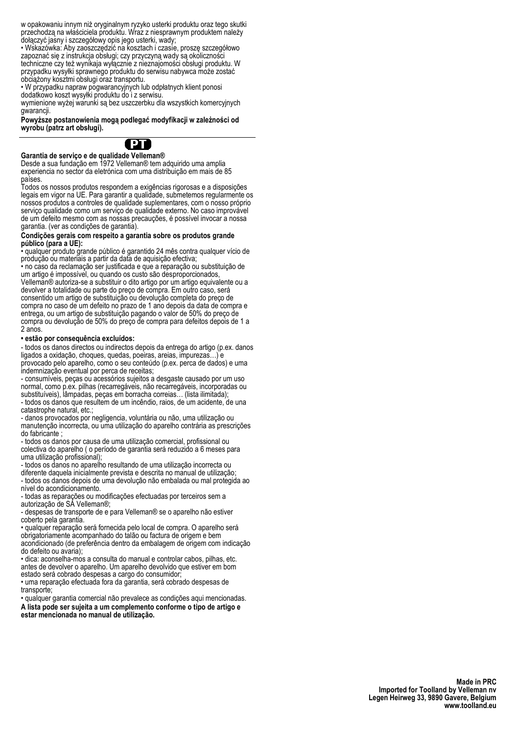w opakowaniu innym niż oryginalnym ryzyko usterki produktu oraz tego skutki przechodzą na właściciela produktu. Wraz z niesprawnym produktem należy dołączyć jasny i szczegółowy opis jego usterki, wady;

• Wskazówka: Aby zaoszczędzić na kosztach i czasie, proszę szczegółowo zapoznać się z instrukcja obsługi; czy przyczyną wady są okoliczności techniczne czy też wynikaja wyłącznie z nieznajomości obsługi produktu. W przypadku wysyłki sprawnego produktu do serwisu nabywca może zostać obciążony kosztmi obsługi oraz transportu.

• W przypadku napraw pogwarancyjnych lub odpłatnych klient ponosi dodatkowo koszt wysyłki produktu do i z serwisu.

wymienione wyżej warunki są bez uszczerbku dla wszystkich komercyjnych gwarancji.

**Powyższe postanowienia mogą podlegać modyfikacji w zależności od wyrobu (patrz art obsługi).**

---

**PT**

**Garantia de serviço e de qualidade Velleman®**

Desde a sua fundação em 1972 Velleman® tem adquirido uma amplia experiencia no sector da eletrónica com uma distribuição em mais de 85 países.

Todos os nossos produtos respondem a exigências rigorosas e a disposições legais em vigor na UE. Para garantir a qualidade, submetemos regularmente os nossos produtos a controles de qualidade suplementares, com o nosso próprio serviço qualidade como um serviço de qualidade externo. No caso improvável de um defeito mesmo com as nossas precauções, é possível invocar a nossa garantia. (ver as condições de garantia).

**Condições gerais com respeito a garantia sobre os produtos grande público (para a UE):**

• qualquer produto grande público é garantido 24 mês contra qualquer vício de produção ou materiais a partir da data de aquisição efectiva;

• no caso da reclamação ser justificada e que a reparação ou substituição de um artigo é impossível, ou quando os custo são desproporcionados, Velleman® autoriza-se a substituir o dito artigo por um artigo equivalente ou a devolver a totalidade ou parte do preço de compra. Em outro caso, será consentido um artigo de substituição ou devolução completa do preço de compra no caso de um defeito no prazo de 1 ano depois da data de compra e entrega, ou um artigo de substituição pagando o valor de 50% do preço de compra ou devolução de 50% do preço de compra para defeitos depois de 1 a 2 anos.

**• estão por consequência excluídos:**

- todos os danos directos ou indirectos depois da entrega do artigo (p.ex. danos ligados a oxidação, choques, quedas, poeiras, areias, impurezas…) e provocado pelo aparelho, como o seu conteúdo (p.ex. perca de dados) e uma indemnização eventual por perca de receitas;
- consumíveis, peças ou acessórios sujeitos a desgaste causado por um uso normal, como p.ex. pilhas (recarregáveis, não recarregáveis, incorporadas ou substituíveis), lâmpadas, peças em borracha correias… (lista ilimitada);
- todos os danos que resultem de um incêndio, raios, de um accidente, de una catastrophe natural, etc.;
- danos provocados por negligencia, voluntária ou não, uma utilização ou manutenção incorrecta, ou uma utilização do aparelho contrária as prescrições do fabricante ;
- todos os danos por causa de uma utilização comercial, profissional ou colectiva do aparelho ( o período de garantia será reduzido a 6 meses para uma utilização profissional);
- todos os danos no aparelho resultando de uma utilização incorrecta ou diferente daquela inicialmente prevista e descrita no manual de utilização;
- todos os danos depois de uma devolução não embalada ou mal protegida ao nível do acondicionamento.
- todas as reparações ou modificações efectuadas por terceiros sem a autorização de SA Velleman®;
- despesas de transporte de e para Velleman® se o aparelho não estiver coberto pela garantia.

• qualquer reparação será fornecida pelo local de compra. O aparelho será obrigatoriamente acompanhado do talão ou factura de origem e bem acondicionado (de preferência dentro da embalagem de origem com indicação do defeito ou avaria);

• dica: aconselha-mos a consulta do manual e controlar cabos, pilhas, etc. antes de devolver o aparelho. Um aparelho devolvido que estiver em bom estado será cobrado despesas a cargo do consumidor;

• uma reparação efectuada fora da garantia, será cobrado despesas de transporte;

• qualquer garantia comercial não prevalece as condições aqui mencionadas.

**A lista pode ser sujeita a um complemento conforme o tipo de artigo e estar mencionada no manual de utilização.**

**Made in PRC**
**Imported for Toolland by Velleman nv**
**Legen Heirweg 33, 9890 Gavere, Belgium**
**www.toolland.eu**